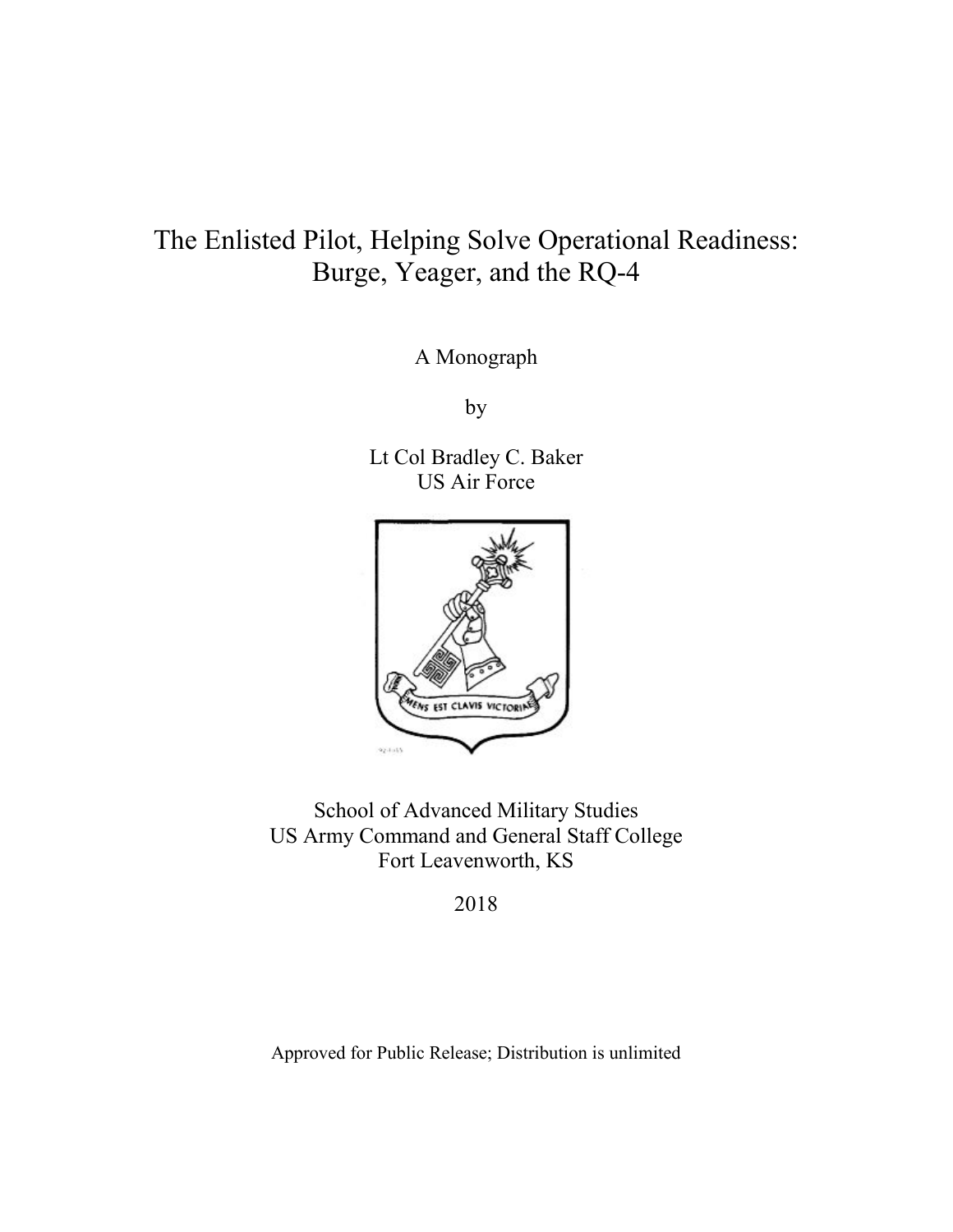# The Enlisted Pilot, Helping Solve Operational Readiness: Burge, Yeager, and the RQ-4

A Monograph

by

Lt Col Bradley C. Baker
US Air Force

School of Advanced Military Studies
US Army Command and General Staff College
Fort Leavenworth, KS

2018

Approved for Public Release; Distribution is unlimited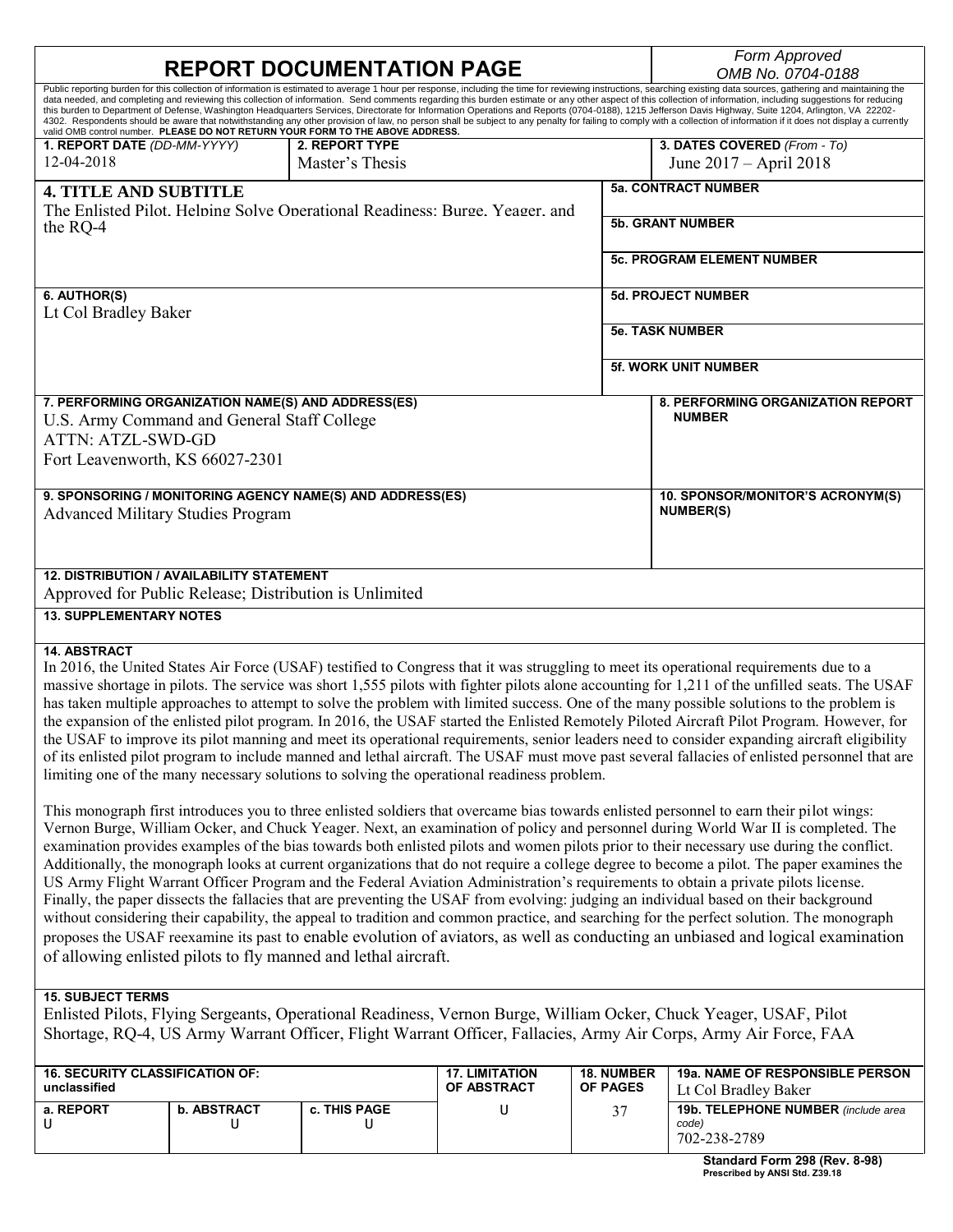# REPORT DOCUMENTATION PAGE

*Form Approved*
*OMB No. 0704-0188*

Public reporting burden for this collection of information is estimated to average 1 hour per response, including the time for reviewing instructions, searching existing data sources, gathering and maintaining the data needed, and completing and reviewing this collection of information. Send comments regarding this burden estimate or any other aspect of this collection of information, including suggestions for reducing this burden to Department of Defense, Washington Headquarters Services, Directorate for Information Operations and Reports (0704-0188), 1215 Jefferson Davis Highway, Suite 1204, Arlington, VA 22202-4302. Respondents should be aware that notwithstanding any other provision of law, no person shall be subject to any penalty for failing to comply with a collection of information if it does not display a currently valid OMB control number. **PLEASE DO NOT RETURN YOUR FORM TO THE ABOVE ADDRESS.**

| 1. REPORT DATE (DD-MM-YYYY) | 2. REPORT TYPE | 3. DATES COVERED (From - To) |
|---|---|---|
| 12-04-2018 | Master's Thesis | June 2017 – April 2018 |

**4. TITLE AND SUBTITLE**
The Enlisted Pilot, Helping Solve Operational Readiness: Burge, Yeager, and the RQ-4

**5a. CONTRACT NUMBER**

**5b. GRANT NUMBER**

**5c. PROGRAM ELEMENT NUMBER**

**6. AUTHOR(S)**
Lt Col Bradley Baker

**5d. PROJECT NUMBER**

**5e. TASK NUMBER**

**5f. WORK UNIT NUMBER**

**7. PERFORMING ORGANIZATION NAME(S) AND ADDRESS(ES)**
U.S. Army Command and General Staff College
ATTN: ATZL-SWD-GD
Fort Leavenworth, KS 66027-2301

**8. PERFORMING ORGANIZATION REPORT NUMBER**

**9. SPONSORING / MONITORING AGENCY NAME(S) AND ADDRESS(ES)**
Advanced Military Studies Program

**10. SPONSOR/MONITOR'S ACRONYM(S) NUMBER(S)**

**12. DISTRIBUTION / AVAILABILITY STATEMENT**
Approved for Public Release; Distribution is Unlimited

**13. SUPPLEMENTARY NOTES**

**14. ABSTRACT**
In 2016, the United States Air Force (USAF) testified to Congress that it was struggling to meet its operational requirements due to a massive shortage in pilots. The service was short 1,555 pilots with fighter pilots alone accounting for 1,211 of the unfilled seats. The USAF has taken multiple approaches to attempt to solve the problem with limited success. One of the many possible solutions to the problem is the expansion of the enlisted pilot program. In 2016, the USAF started the Enlisted Remotely Piloted Aircraft Pilot Program. However, for the USAF to improve its pilot manning and meet its operational requirements, senior leaders need to consider expanding aircraft eligibility of its enlisted pilot program to include manned and lethal aircraft. The USAF must move past several fallacies of enlisted personnel that are limiting one of the many necessary solutions to solving the operational readiness problem.

This monograph first introduces you to three enlisted soldiers that overcame bias towards enlisted personnel to earn their pilot wings: Vernon Burge, William Ocker, and Chuck Yeager. Next, an examination of policy and personnel during World War II is completed. The examination provides examples of the bias towards both enlisted pilots and women pilots prior to their necessary use during the conflict. Additionally, the monograph looks at current organizations that do not require a college degree to become a pilot. The paper examines the US Army Flight Warrant Officer Program and the Federal Aviation Administration's requirements to obtain a private pilots license. Finally, the paper dissects the fallacies that are preventing the USAF from evolving: judging an individual based on their background without considering their capability, the appeal to tradition and common practice, and searching for the perfect solution. The monograph proposes the USAF reexamine its past to enable evolution of aviators, as well as conducting an unbiased and logical examination of allowing enlisted pilots to fly manned and lethal aircraft.

**15. SUBJECT TERMS**
Enlisted Pilots, Flying Sergeants, Operational Readiness, Vernon Burge, William Ocker, Chuck Yeager, USAF, Pilot Shortage, RQ-4, US Army Warrant Officer, Flight Warrant Officer, Fallacies, Army Air Corps, Army Air Force, FAA

| 16. SECURITY CLASSIFICATION OF: unclassified | | | 17. LIMITATION OF ABSTRACT | 18. NUMBER OF PAGES | 19a. NAME OF RESPONSIBLE PERSON |
|---|---|---|---|---|---|
| a. REPORT | b. ABSTRACT | c. THIS PAGE | | | Lt Col Bradley Baker |
| U | U | U | U | 37 | 19b. TELEPHONE NUMBER (include area code) 702-238-2789 |

**Standard Form 298 (Rev. 8-98)**
**Prescribed by ANSI Std. Z39.18**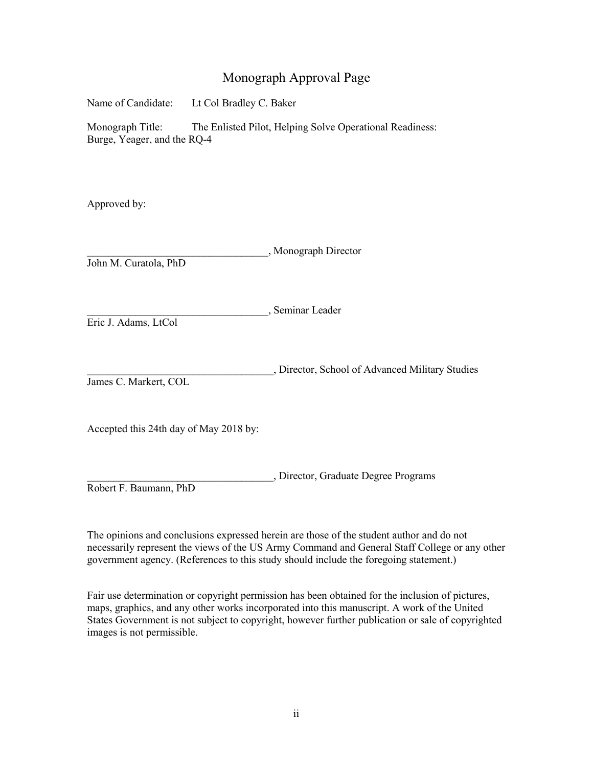# Monograph Approval Page

Name of Candidate: Lt Col Bradley C. Baker

Monograph Title: The Enlisted Pilot, Helping Solve Operational Readiness: Burge, Yeager, and the RQ-4

Approved by:

__________________________________, Monograph Director
John M. Curatola, PhD

__________________________________, Seminar Leader
Eric J. Adams, LtCol

___________________________________, Director, School of Advanced Military Studies
James C. Markert, COL

Accepted this 24th day of May 2018 by:

___________________________________, Director, Graduate Degree Programs
Robert F. Baumann, PhD

The opinions and conclusions expressed herein are those of the student author and do not necessarily represent the views of the US Army Command and General Staff College or any other government agency. (References to this study should include the foregoing statement.)

Fair use determination or copyright permission has been obtained for the inclusion of pictures, maps, graphics, and any other works incorporated into this manuscript. A work of the United States Government is not subject to copyright, however further publication or sale of copyrighted images is not permissible.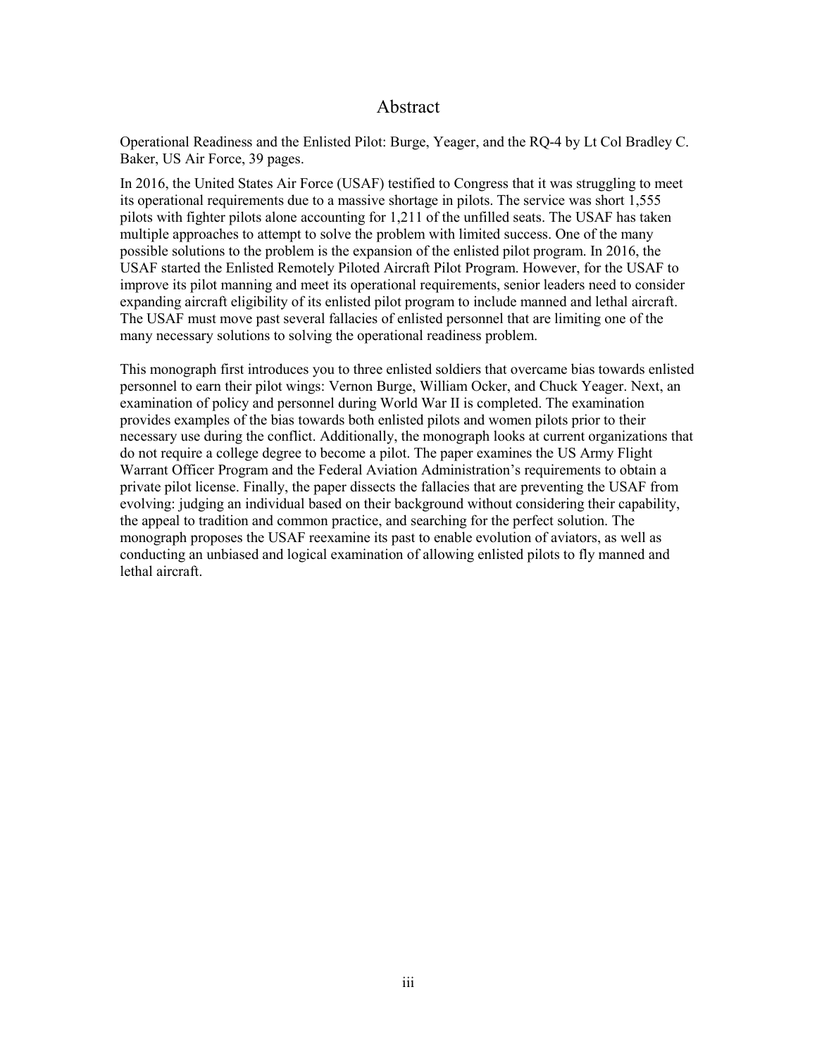# Abstract

Operational Readiness and the Enlisted Pilot: Burge, Yeager, and the RQ-4 by Lt Col Bradley C. Baker, US Air Force, 39 pages.

In 2016, the United States Air Force (USAF) testified to Congress that it was struggling to meet its operational requirements due to a massive shortage in pilots. The service was short 1,555 pilots with fighter pilots alone accounting for 1,211 of the unfilled seats. The USAF has taken multiple approaches to attempt to solve the problem with limited success. One of the many possible solutions to the problem is the expansion of the enlisted pilot program. In 2016, the USAF started the Enlisted Remotely Piloted Aircraft Pilot Program. However, for the USAF to improve its pilot manning and meet its operational requirements, senior leaders need to consider expanding aircraft eligibility of its enlisted pilot program to include manned and lethal aircraft. The USAF must move past several fallacies of enlisted personnel that are limiting one of the many necessary solutions to solving the operational readiness problem.

This monograph first introduces you to three enlisted soldiers that overcame bias towards enlisted personnel to earn their pilot wings: Vernon Burge, William Ocker, and Chuck Yeager. Next, an examination of policy and personnel during World War II is completed. The examination provides examples of the bias towards both enlisted pilots and women pilots prior to their necessary use during the conflict. Additionally, the monograph looks at current organizations that do not require a college degree to become a pilot. The paper examines the US Army Flight Warrant Officer Program and the Federal Aviation Administration's requirements to obtain a private pilot license. Finally, the paper dissects the fallacies that are preventing the USAF from evolving: judging an individual based on their background without considering their capability, the appeal to tradition and common practice, and searching for the perfect solution. The monograph proposes the USAF reexamine its past to enable evolution of aviators, as well as conducting an unbiased and logical examination of allowing enlisted pilots to fly manned and lethal aircraft.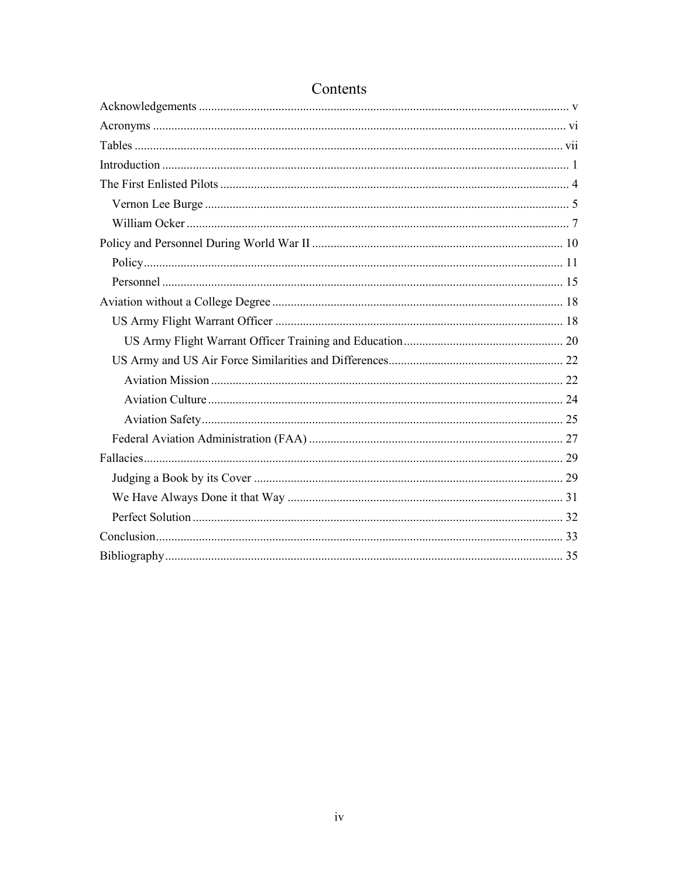# Contents

Acknowledgements ........................................................................................................................ v

Acronyms ...................................................................................................................................... vi

Tables ........................................................................................................................................... vii

Introduction ................................................................................................................................... 1

The First Enlisted Pilots ................................................................................................................. 4

- Vernon Lee Burge ..................................................................................................................... 5
- William Ocker ........................................................................................................................... 7

Policy and Personnel During World War II ................................................................................. 10

- Policy ....................................................................................................................................... 11
- Personnel ................................................................................................................................. 15

Aviation without a College Degree ............................................................................................. 18

- US Army Flight Warrant Officer ............................................................................................. 18
  - US Army Flight Warrant Officer Training and Education .................................................... 20
- US Army and US Air Force Similarities and Differences ......................................................... 22
  - Aviation Mission .................................................................................................................. 22
  - Aviation Culture ................................................................................................................... 24
  - Aviation Safety ..................................................................................................................... 25
- Federal Aviation Administration (FAA) .................................................................................. 27

Fallacies ....................................................................................................................................... 29

- Judging a Book by its Cover .................................................................................................... 29
- We Have Always Done it that Way ......................................................................................... 31
- Perfect Solution ....................................................................................................................... 32

Conclusion .................................................................................................................................... 33

Bibliography ................................................................................................................................ 35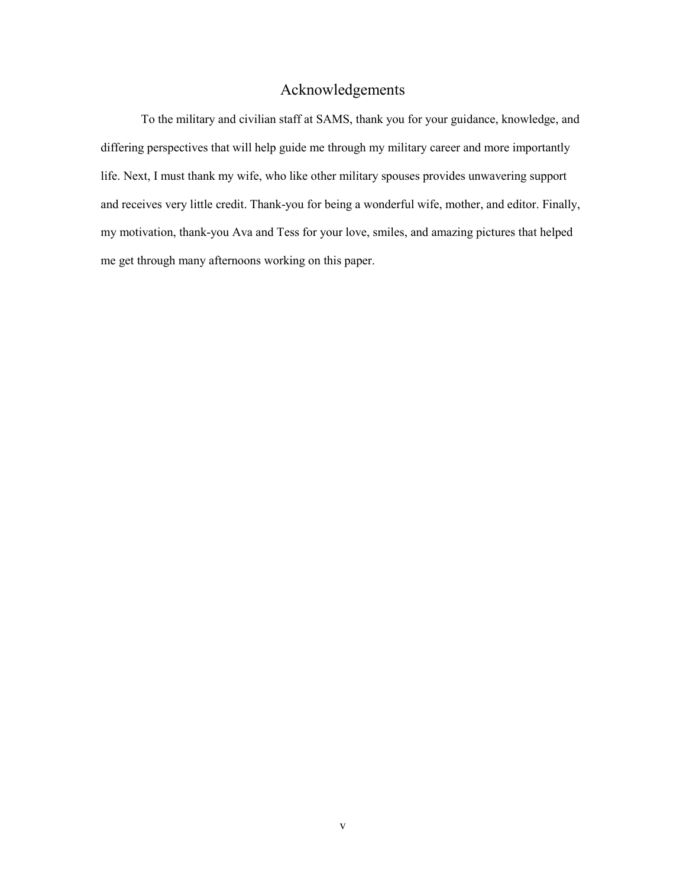# Acknowledgements

To the military and civilian staff at SAMS, thank you for your guidance, knowledge, and differing perspectives that will help guide me through my military career and more importantly life. Next, I must thank my wife, who like other military spouses provides unwavering support and receives very little credit. Thank-you for being a wonderful wife, mother, and editor. Finally, my motivation, thank-you Ava and Tess for your love, smiles, and amazing pictures that helped me get through many afternoons working on this paper.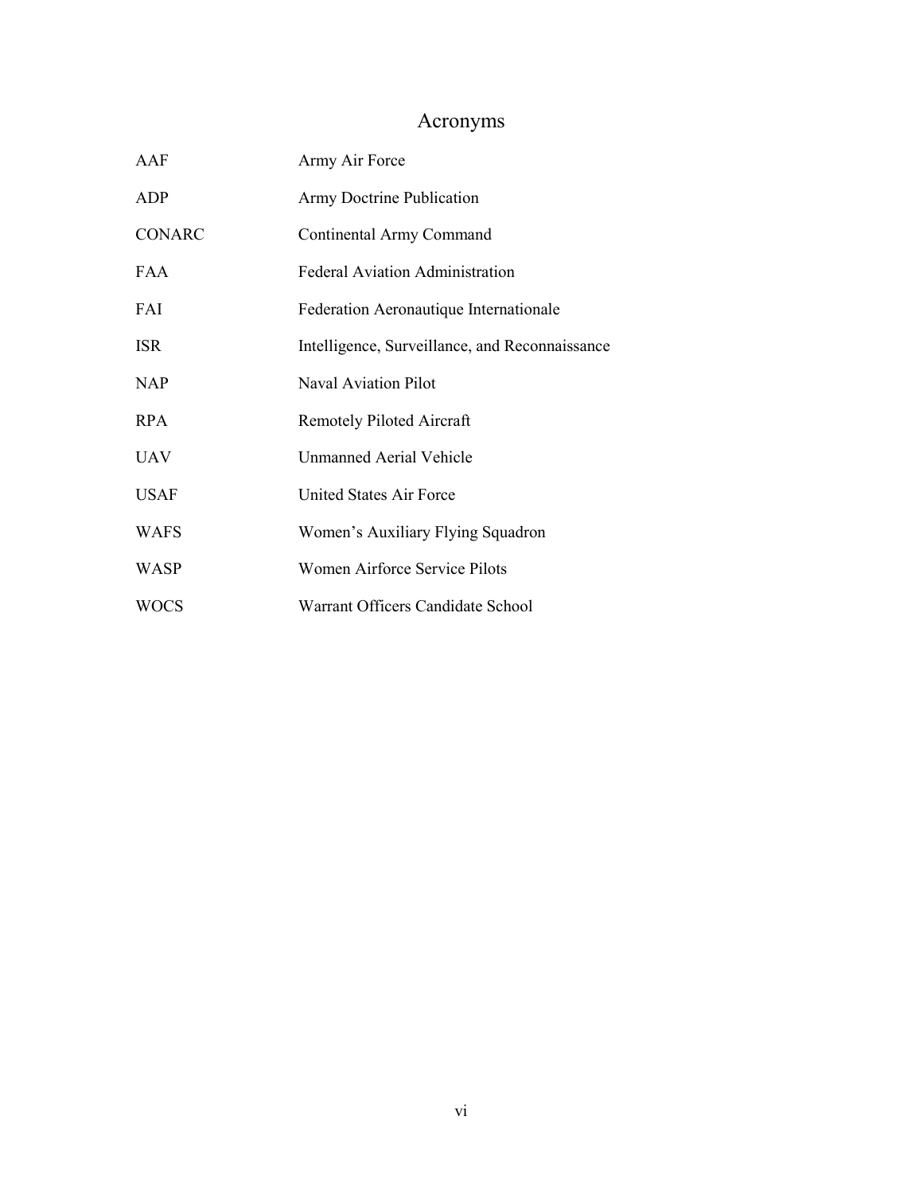# Acronyms

| | |
|---|---|
| AAF | Army Air Force |
| ADP | Army Doctrine Publication |
| CONARC | Continental Army Command |
| FAA | Federal Aviation Administration |
| FAI | Federation Aeronautique Internationale |
| ISR | Intelligence, Surveillance, and Reconnaissance |
| NAP | Naval Aviation Pilot |
| RPA | Remotely Piloted Aircraft |
| UAV | Unmanned Aerial Vehicle |
| USAF | United States Air Force |
| WAFS | Women's Auxiliary Flying Squadron |
| WASP | Women Airforce Service Pilots |
| WOCS | Warrant Officers Candidate School |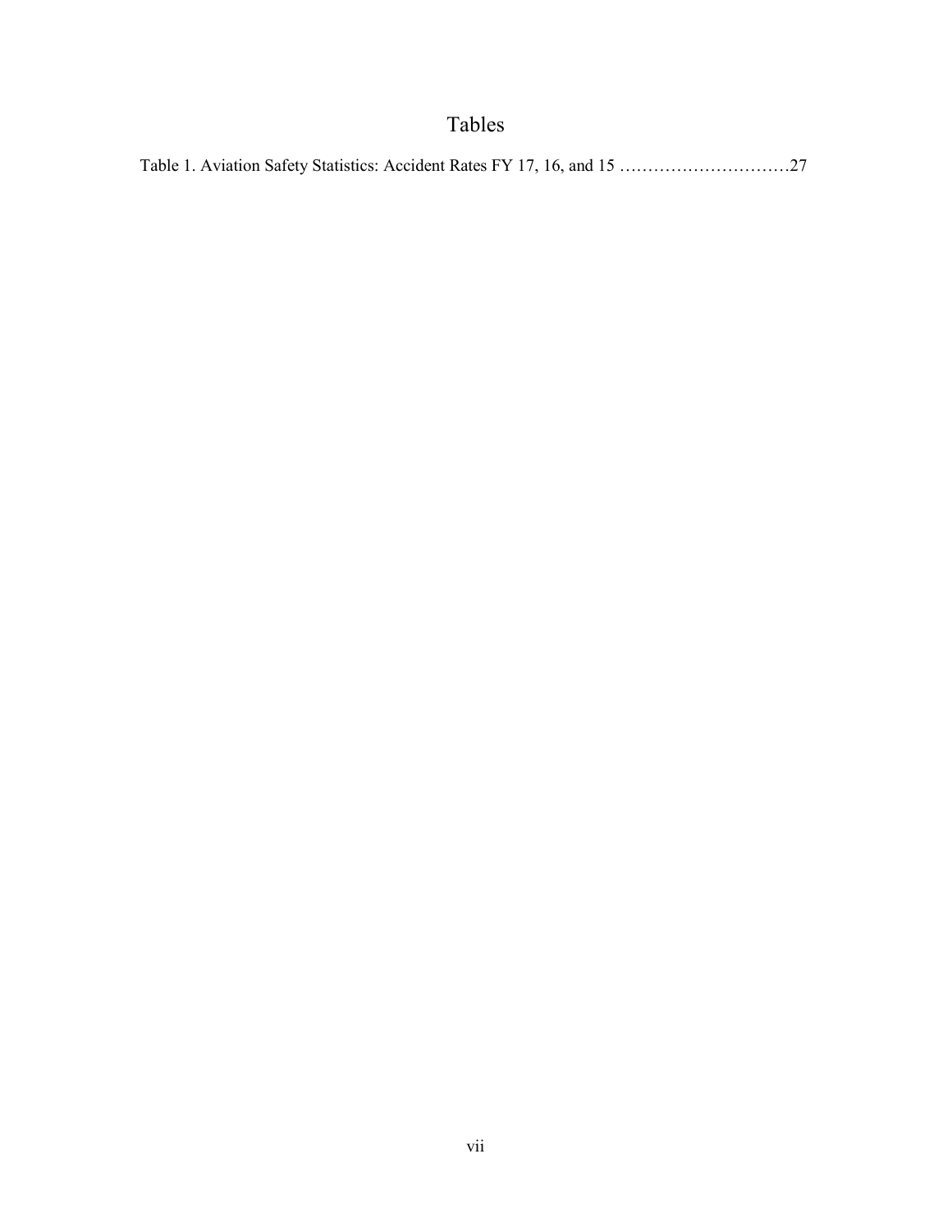# Tables

Table 1. Aviation Safety Statistics: Accident Rates FY 17, 16, and 15 …………………………27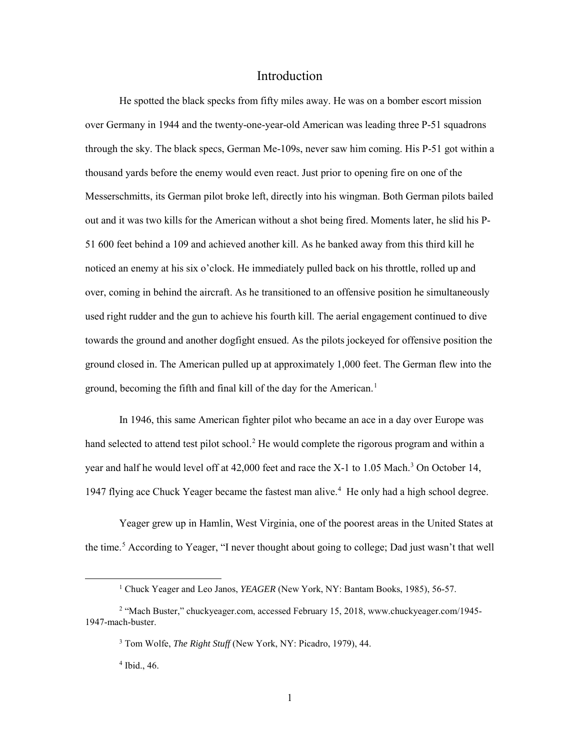# Introduction

He spotted the black specks from fifty miles away. He was on a bomber escort mission over Germany in 1944 and the twenty-one-year-old American was leading three P-51 squadrons through the sky. The black specs, German Me-109s, never saw him coming. His P-51 got within a thousand yards before the enemy would even react. Just prior to opening fire on one of the Messerschmitts, its German pilot broke left, directly into his wingman. Both German pilots bailed out and it was two kills for the American without a shot being fired. Moments later, he slid his P-51 600 feet behind a 109 and achieved another kill. As he banked away from this third kill he noticed an enemy at his six o'clock. He immediately pulled back on his throttle, rolled up and over, coming in behind the aircraft. As he transitioned to an offensive position he simultaneously used right rudder and the gun to achieve his fourth kill. The aerial engagement continued to dive towards the ground and another dogfight ensued. As the pilots jockeyed for offensive position the ground closed in. The American pulled up at approximately 1,000 feet. The German flew into the ground, becoming the fifth and final kill of the day for the American.[1]

In 1946, this same American fighter pilot who became an ace in a day over Europe was hand selected to attend test pilot school.[2] He would complete the rigorous program and within a year and half he would level off at 42,000 feet and race the X-1 to 1.05 Mach.[3] On October 14, 1947 flying ace Chuck Yeager became the fastest man alive.[4] He only had a high school degree.

Yeager grew up in Hamlin, West Virginia, one of the poorest areas in the United States at the time.[5] According to Yeager, "I never thought about going to college; Dad just wasn't that well

---

[1] Chuck Yeager and Leo Janos, *YEAGER* (New York, NY: Bantam Books, 1985), 56-57.

[2] "Mach Buster," chuckyeager.com, accessed February 15, 2018, www.chuckyeager.com/1945-1947-mach-buster.

[3] Tom Wolfe, *The Right Stuff* (New York, NY: Picadro, 1979), 44.

[4] Ibid., 46.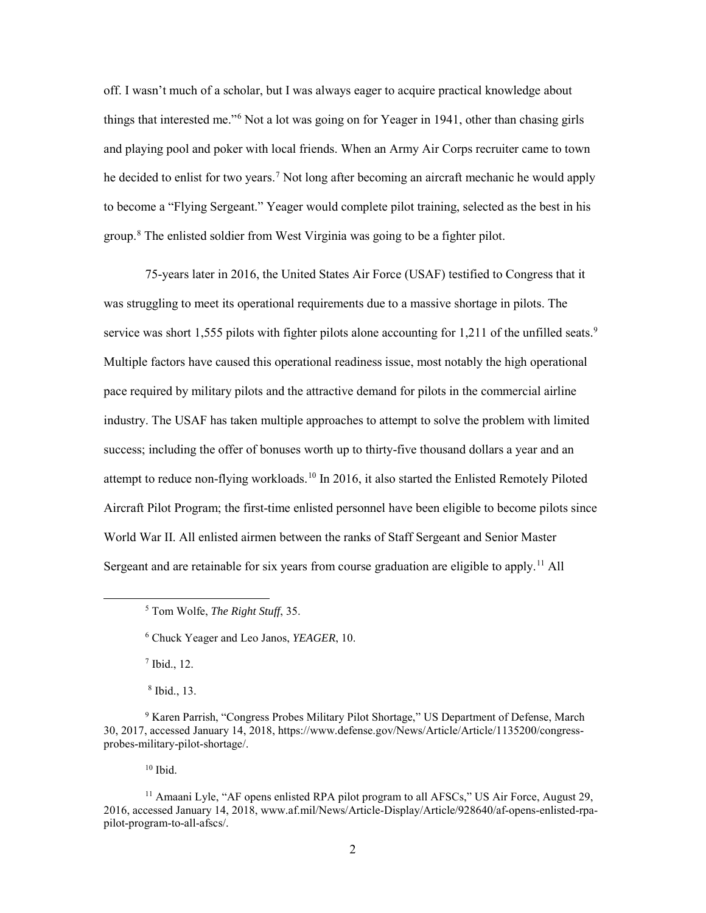off. I wasn't much of a scholar, but I was always eager to acquire practical knowledge about things that interested me."[6] Not a lot was going on for Yeager in 1941, other than chasing girls and playing pool and poker with local friends. When an Army Air Corps recruiter came to town he decided to enlist for two years.[7] Not long after becoming an aircraft mechanic he would apply to become a "Flying Sergeant." Yeager would complete pilot training, selected as the best in his group.[8] The enlisted soldier from West Virginia was going to be a fighter pilot.

75-years later in 2016, the United States Air Force (USAF) testified to Congress that it was struggling to meet its operational requirements due to a massive shortage in pilots. The service was short 1,555 pilots with fighter pilots alone accounting for 1,211 of the unfilled seats.[9] Multiple factors have caused this operational readiness issue, most notably the high operational pace required by military pilots and the attractive demand for pilots in the commercial airline industry. The USAF has taken multiple approaches to attempt to solve the problem with limited success; including the offer of bonuses worth up to thirty-five thousand dollars a year and an attempt to reduce non-flying workloads.[10] In 2016, it also started the Enlisted Remotely Piloted Aircraft Pilot Program; the first-time enlisted personnel have been eligible to become pilots since World War II. All enlisted airmen between the ranks of Staff Sergeant and Senior Master Sergeant and are retainable for six years from course graduation are eligible to apply.[11] All

---

[5] Tom Wolfe, *The Right Stuff*, 35.

[6] Chuck Yeager and Leo Janos, *YEAGER*, 10.

[7] Ibid., 12.

[8] Ibid., 13.

[9] Karen Parrish, "Congress Probes Military Pilot Shortage," US Department of Defense, March 30, 2017, accessed January 14, 2018, https://www.defense.gov/News/Article/Article/1135200/congress-probes-military-pilot-shortage/.

[10] Ibid.

[11] Amaani Lyle, "AF opens enlisted RPA pilot program to all AFSCs," US Air Force, August 29, 2016, accessed January 14, 2018, www.af.mil/News/Article-Display/Article/928640/af-opens-enlisted-rpa-pilot-program-to-all-afscs/.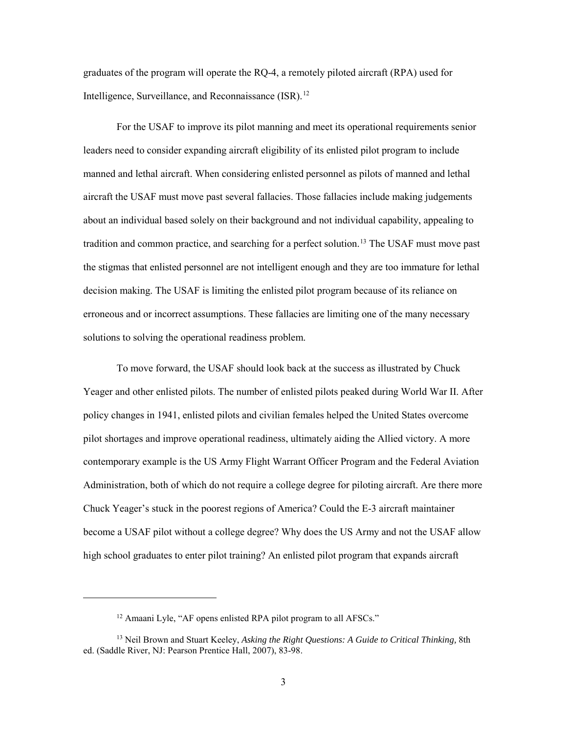graduates of the program will operate the RQ-4, a remotely piloted aircraft (RPA) used for Intelligence, Surveillance, and Reconnaissance (ISR).[12]

For the USAF to improve its pilot manning and meet its operational requirements senior leaders need to consider expanding aircraft eligibility of its enlisted pilot program to include manned and lethal aircraft. When considering enlisted personnel as pilots of manned and lethal aircraft the USAF must move past several fallacies. Those fallacies include making judgements about an individual based solely on their background and not individual capability, appealing to tradition and common practice, and searching for a perfect solution.[13] The USAF must move past the stigmas that enlisted personnel are not intelligent enough and they are too immature for lethal decision making. The USAF is limiting the enlisted pilot program because of its reliance on erroneous and or incorrect assumptions. These fallacies are limiting one of the many necessary solutions to solving the operational readiness problem.

To move forward, the USAF should look back at the success as illustrated by Chuck Yeager and other enlisted pilots. The number of enlisted pilots peaked during World War II. After policy changes in 1941, enlisted pilots and civilian females helped the United States overcome pilot shortages and improve operational readiness, ultimately aiding the Allied victory. A more contemporary example is the US Army Flight Warrant Officer Program and the Federal Aviation Administration, both of which do not require a college degree for piloting aircraft. Are there more Chuck Yeager's stuck in the poorest regions of America? Could the E-3 aircraft maintainer become a USAF pilot without a college degree? Why does the US Army and not the USAF allow high school graduates to enter pilot training? An enlisted pilot program that expands aircraft

---

[12] Amaani Lyle, "AF opens enlisted RPA pilot program to all AFSCs."

[13] Neil Brown and Stuart Keeley, *Asking the Right Questions: A Guide to Critical Thinking,* 8th ed. (Saddle River, NJ: Pearson Prentice Hall, 2007), 83-98.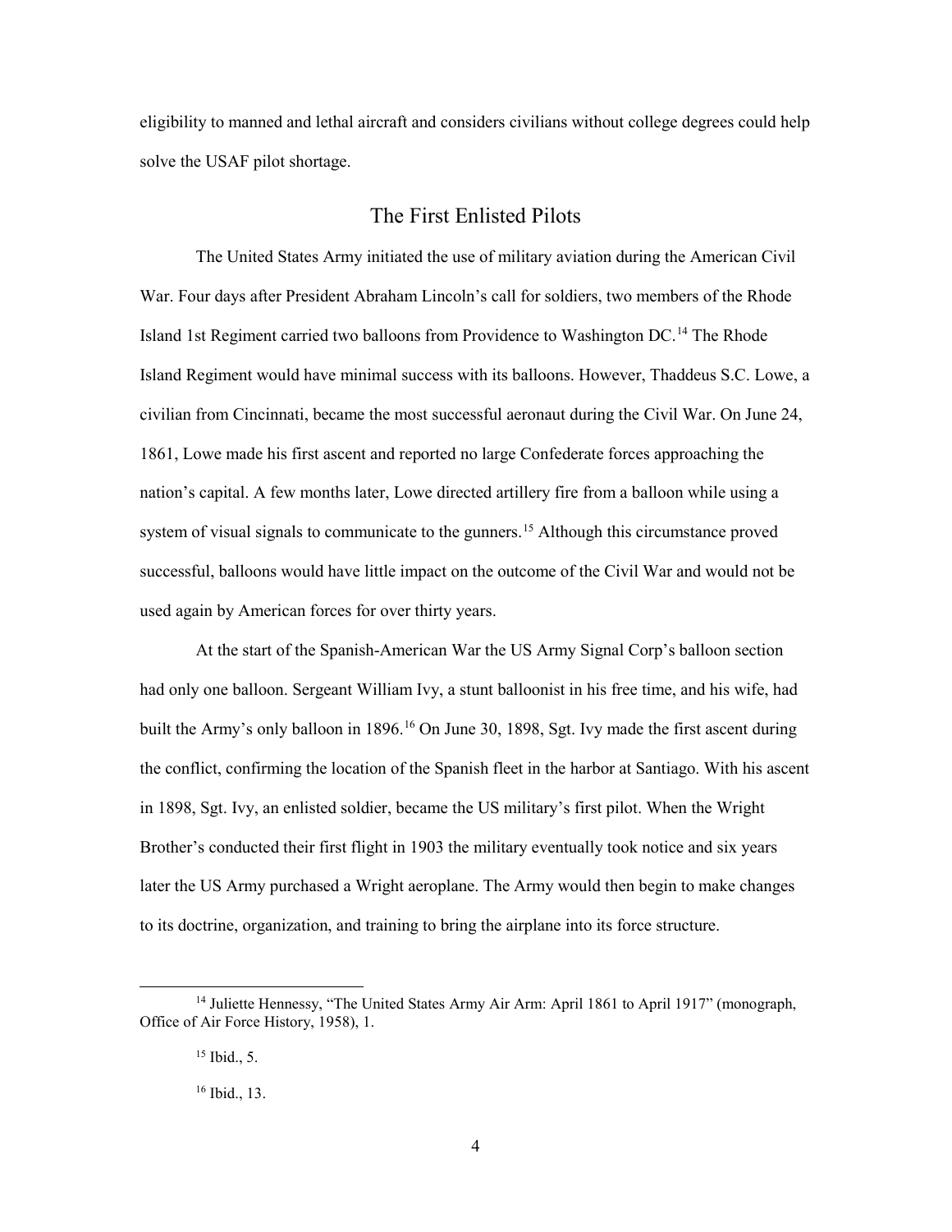eligibility to manned and lethal aircraft and considers civilians without college degrees could help solve the USAF pilot shortage.

## The First Enlisted Pilots

The United States Army initiated the use of military aviation during the American Civil War. Four days after President Abraham Lincoln's call for soldiers, two members of the Rhode Island 1st Regiment carried two balloons from Providence to Washington DC.[14] The Rhode Island Regiment would have minimal success with its balloons. However, Thaddeus S.C. Lowe, a civilian from Cincinnati, became the most successful aeronaut during the Civil War. On June 24, 1861, Lowe made his first ascent and reported no large Confederate forces approaching the nation's capital. A few months later, Lowe directed artillery fire from a balloon while using a system of visual signals to communicate to the gunners.[15] Although this circumstance proved successful, balloons would have little impact on the outcome of the Civil War and would not be used again by American forces for over thirty years.

At the start of the Spanish-American War the US Army Signal Corp's balloon section had only one balloon. Sergeant William Ivy, a stunt balloonist in his free time, and his wife, had built the Army's only balloon in 1896.[16] On June 30, 1898, Sgt. Ivy made the first ascent during the conflict, confirming the location of the Spanish fleet in the harbor at Santiago. With his ascent in 1898, Sgt. Ivy, an enlisted soldier, became the US military's first pilot. When the Wright Brother's conducted their first flight in 1903 the military eventually took notice and six years later the US Army purchased a Wright aeroplane. The Army would then begin to make changes to its doctrine, organization, and training to bring the airplane into its force structure.

---

[14] Juliette Hennessy, "The United States Army Air Arm: April 1861 to April 1917" (monograph, Office of Air Force History, 1958), 1.

[15] Ibid., 5.

[16] Ibid., 13.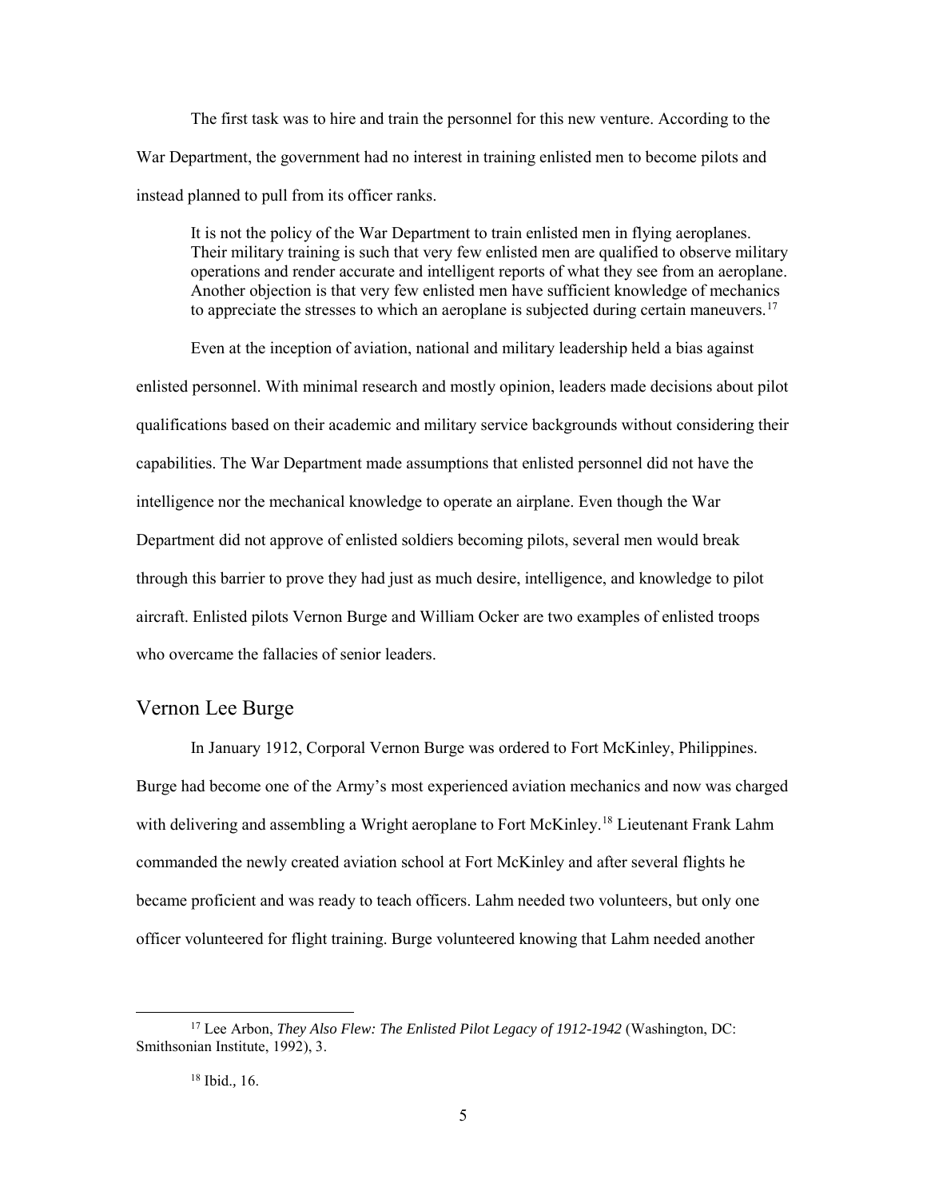The first task was to hire and train the personnel for this new venture. According to the War Department, the government had no interest in training enlisted men to become pilots and instead planned to pull from its officer ranks.

> It is not the policy of the War Department to train enlisted men in flying aeroplanes. Their military training is such that very few enlisted men are qualified to observe military operations and render accurate and intelligent reports of what they see from an aeroplane. Another objection is that very few enlisted men have sufficient knowledge of mechanics to appreciate the stresses to which an aeroplane is subjected during certain maneuvers.[17]

Even at the inception of aviation, national and military leadership held a bias against enlisted personnel. With minimal research and mostly opinion, leaders made decisions about pilot qualifications based on their academic and military service backgrounds without considering their capabilities. The War Department made assumptions that enlisted personnel did not have the intelligence nor the mechanical knowledge to operate an airplane. Even though the War Department did not approve of enlisted soldiers becoming pilots, several men would break through this barrier to prove they had just as much desire, intelligence, and knowledge to pilot aircraft. Enlisted pilots Vernon Burge and William Ocker are two examples of enlisted troops who overcame the fallacies of senior leaders.

## Vernon Lee Burge

In January 1912, Corporal Vernon Burge was ordered to Fort McKinley, Philippines. Burge had become one of the Army's most experienced aviation mechanics and now was charged with delivering and assembling a Wright aeroplane to Fort McKinley.[18] Lieutenant Frank Lahm commanded the newly created aviation school at Fort McKinley and after several flights he became proficient and was ready to teach officers. Lahm needed two volunteers, but only one officer volunteered for flight training. Burge volunteered knowing that Lahm needed another

---

[17] Lee Arbon, *They Also Flew: The Enlisted Pilot Legacy of 1912-1942* (Washington, DC: Smithsonian Institute, 1992), 3.

[18] Ibid., 16.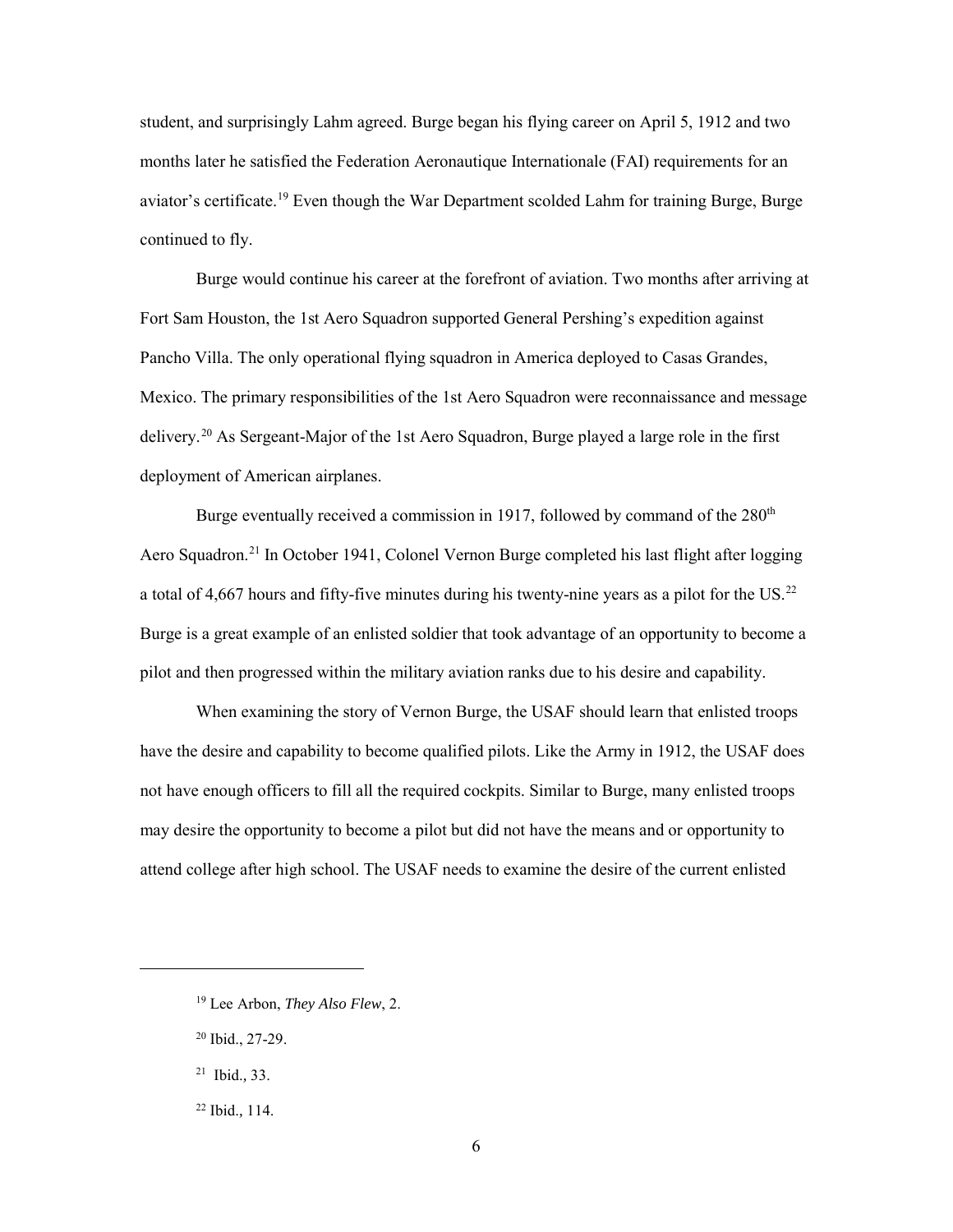student, and surprisingly Lahm agreed. Burge began his flying career on April 5, 1912 and two months later he satisfied the Federation Aeronautique Internationale (FAI) requirements for an aviator's certificate.[19] Even though the War Department scolded Lahm for training Burge, Burge continued to fly.

Burge would continue his career at the forefront of aviation. Two months after arriving at Fort Sam Houston, the 1st Aero Squadron supported General Pershing's expedition against Pancho Villa. The only operational flying squadron in America deployed to Casas Grandes, Mexico. The primary responsibilities of the 1st Aero Squadron were reconnaissance and message delivery.[20] As Sergeant-Major of the 1st Aero Squadron, Burge played a large role in the first deployment of American airplanes.

Burge eventually received a commission in 1917, followed by command of the 280th Aero Squadron.[21] In October 1941, Colonel Vernon Burge completed his last flight after logging a total of 4,667 hours and fifty-five minutes during his twenty-nine years as a pilot for the US.[22] Burge is a great example of an enlisted soldier that took advantage of an opportunity to become a pilot and then progressed within the military aviation ranks due to his desire and capability.

When examining the story of Vernon Burge, the USAF should learn that enlisted troops have the desire and capability to become qualified pilots. Like the Army in 1912, the USAF does not have enough officers to fill all the required cockpits. Similar to Burge, many enlisted troops may desire the opportunity to become a pilot but did not have the means and or opportunity to attend college after high school. The USAF needs to examine the desire of the current enlisted

---

[19] Lee Arbon, *They Also Flew*, 2.

[20] Ibid., 27-29.

[21] Ibid., 33.

[22] Ibid., 114.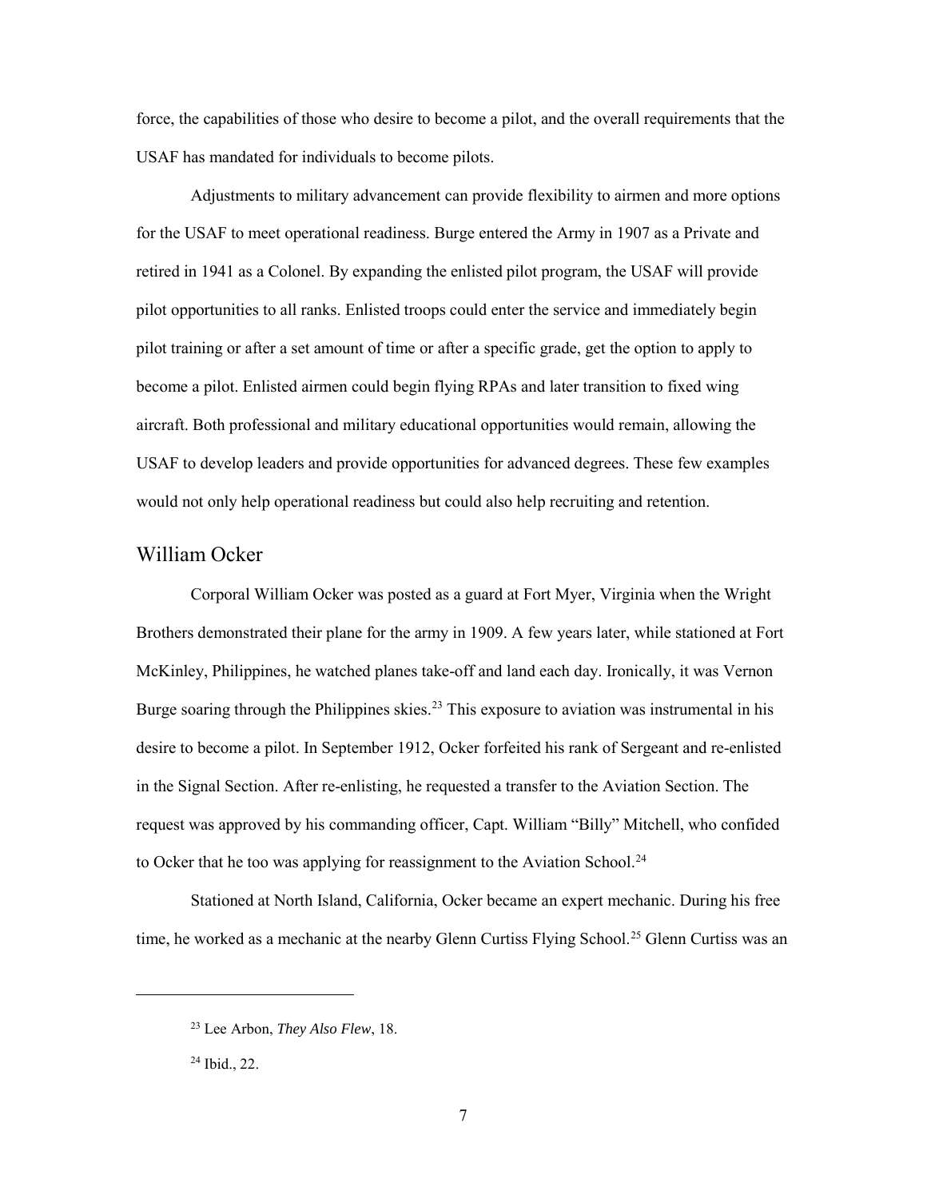force, the capabilities of those who desire to become a pilot, and the overall requirements that the USAF has mandated for individuals to become pilots.

Adjustments to military advancement can provide flexibility to airmen and more options for the USAF to meet operational readiness. Burge entered the Army in 1907 as a Private and retired in 1941 as a Colonel. By expanding the enlisted pilot program, the USAF will provide pilot opportunities to all ranks. Enlisted troops could enter the service and immediately begin pilot training or after a set amount of time or after a specific grade, get the option to apply to become a pilot. Enlisted airmen could begin flying RPAs and later transition to fixed wing aircraft. Both professional and military educational opportunities would remain, allowing the USAF to develop leaders and provide opportunities for advanced degrees. These few examples would not only help operational readiness but could also help recruiting and retention.

## William Ocker

Corporal William Ocker was posted as a guard at Fort Myer, Virginia when the Wright Brothers demonstrated their plane for the army in 1909. A few years later, while stationed at Fort McKinley, Philippines, he watched planes take-off and land each day. Ironically, it was Vernon Burge soaring through the Philippines skies.[23] This exposure to aviation was instrumental in his desire to become a pilot. In September 1912, Ocker forfeited his rank of Sergeant and re-enlisted in the Signal Section. After re-enlisting, he requested a transfer to the Aviation Section. The request was approved by his commanding officer, Capt. William "Billy" Mitchell, who confided to Ocker that he too was applying for reassignment to the Aviation School.[24]

Stationed at North Island, California, Ocker became an expert mechanic. During his free time, he worked as a mechanic at the nearby Glenn Curtiss Flying School.[25] Glenn Curtiss was an

---

[23] Lee Arbon, *They Also Flew*, 18.

[24] Ibid., 22.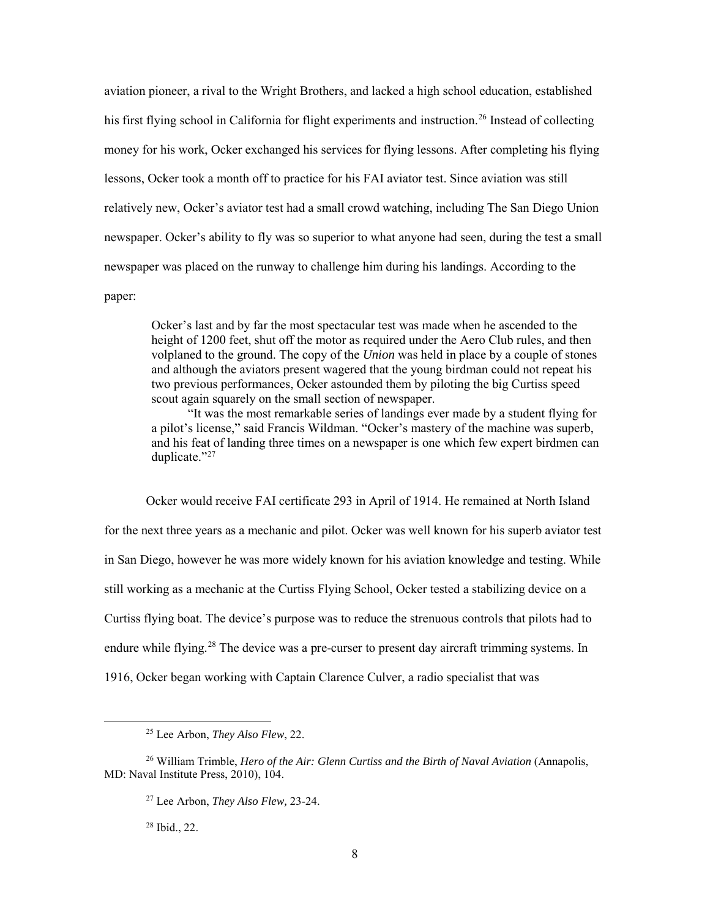aviation pioneer, a rival to the Wright Brothers, and lacked a high school education, established his first flying school in California for flight experiments and instruction.[26] Instead of collecting money for his work, Ocker exchanged his services for flying lessons. After completing his flying lessons, Ocker took a month off to practice for his FAI aviator test. Since aviation was still relatively new, Ocker's aviator test had a small crowd watching, including The San Diego Union newspaper. Ocker's ability to fly was so superior to what anyone had seen, during the test a small newspaper was placed on the runway to challenge him during his landings. According to the paper:

> Ocker's last and by far the most spectacular test was made when he ascended to the height of 1200 feet, shut off the motor as required under the Aero Club rules, and then volplaned to the ground. The copy of the *Union* was held in place by a couple of stones and although the aviators present wagered that the young birdman could not repeat his two previous performances, Ocker astounded them by piloting the big Curtiss speed scout again squarely on the small section of newspaper.
>
> "It was the most remarkable series of landings ever made by a student flying for a pilot's license," said Francis Wildman. "Ocker's mastery of the machine was superb, and his feat of landing three times on a newspaper is one which few expert birdmen can duplicate."[27]

Ocker would receive FAI certificate 293 in April of 1914. He remained at North Island for the next three years as a mechanic and pilot. Ocker was well known for his superb aviator test in San Diego, however he was more widely known for his aviation knowledge and testing. While still working as a mechanic at the Curtiss Flying School, Ocker tested a stabilizing device on a Curtiss flying boat. The device's purpose was to reduce the strenuous controls that pilots had to endure while flying.[28] The device was a pre-curser to present day aircraft trimming systems. In 1916, Ocker began working with Captain Clarence Culver, a radio specialist that was

---

[25] Lee Arbon, *They Also Flew*, 22.

[26] William Trimble, *Hero of the Air: Glenn Curtiss and the Birth of Naval Aviation* (Annapolis, MD: Naval Institute Press, 2010), 104.

[27] Lee Arbon, *They Also Flew,* 23-24.

[28] Ibid., 22.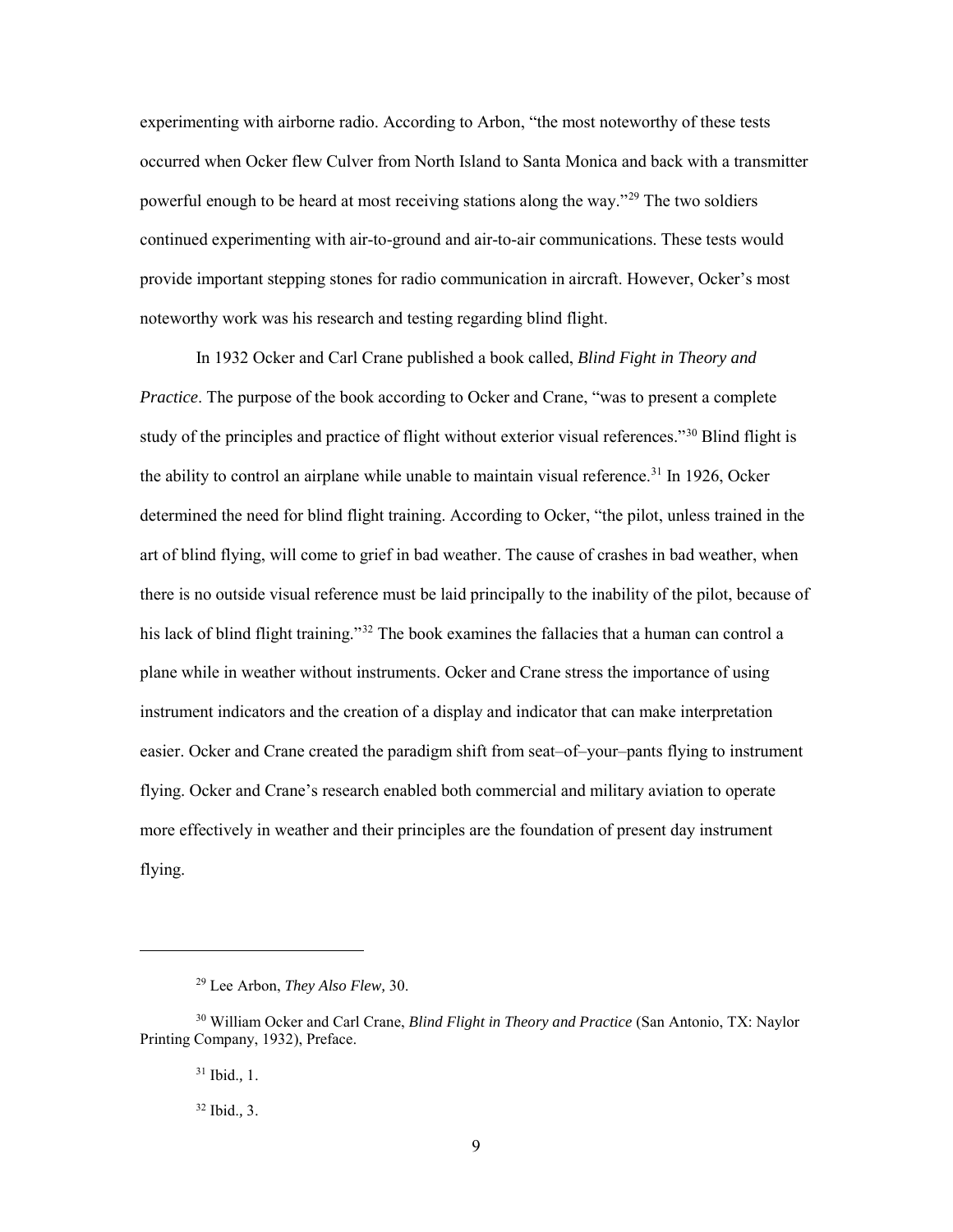experimenting with airborne radio. According to Arbon, "the most noteworthy of these tests occurred when Ocker flew Culver from North Island to Santa Monica and back with a transmitter powerful enough to be heard at most receiving stations along the way."[29] The two soldiers continued experimenting with air-to-ground and air-to-air communications. These tests would provide important stepping stones for radio communication in aircraft. However, Ocker's most noteworthy work was his research and testing regarding blind flight.

In 1932 Ocker and Carl Crane published a book called, *Blind Fight in Theory and Practice*. The purpose of the book according to Ocker and Crane, "was to present a complete study of the principles and practice of flight without exterior visual references."[30] Blind flight is the ability to control an airplane while unable to maintain visual reference.[31] In 1926, Ocker determined the need for blind flight training. According to Ocker, "the pilot, unless trained in the art of blind flying, will come to grief in bad weather. The cause of crashes in bad weather, when there is no outside visual reference must be laid principally to the inability of the pilot, because of his lack of blind flight training."[32] The book examines the fallacies that a human can control a plane while in weather without instruments. Ocker and Crane stress the importance of using instrument indicators and the creation of a display and indicator that can make interpretation easier. Ocker and Crane created the paradigm shift from seat–of–your–pants flying to instrument flying. Ocker and Crane's research enabled both commercial and military aviation to operate more effectively in weather and their principles are the foundation of present day instrument flying.

---

[29] Lee Arbon, *They Also Flew,* 30.

[30] William Ocker and Carl Crane, *Blind Flight in Theory and Practice* (San Antonio, TX: Naylor Printing Company, 1932), Preface.

[31] Ibid., 1.

[32] Ibid., 3.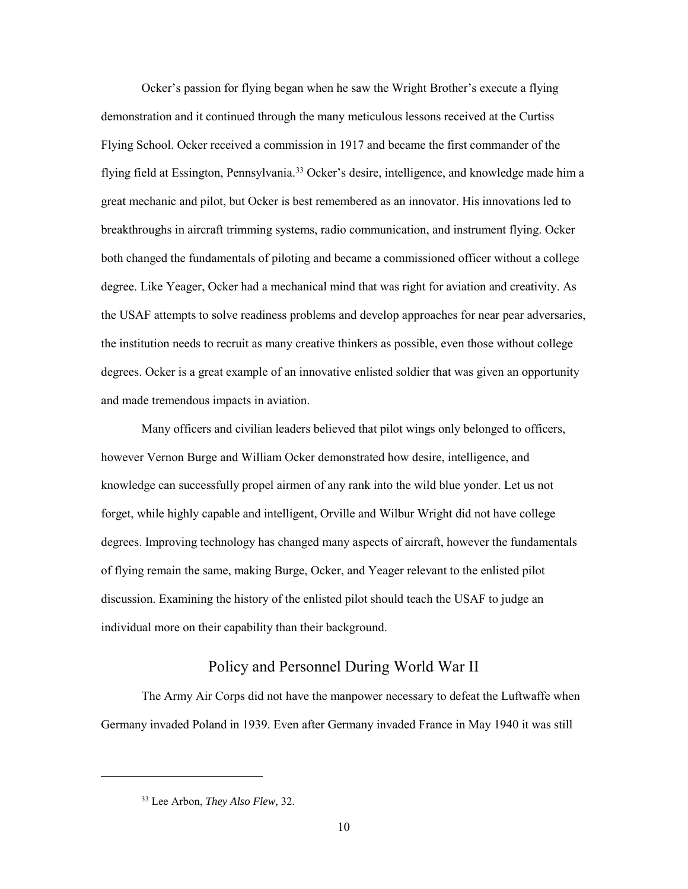Ocker's passion for flying began when he saw the Wright Brother's execute a flying demonstration and it continued through the many meticulous lessons received at the Curtiss Flying School. Ocker received a commission in 1917 and became the first commander of the flying field at Essington, Pennsylvania.[33] Ocker's desire, intelligence, and knowledge made him a great mechanic and pilot, but Ocker is best remembered as an innovator. His innovations led to breakthroughs in aircraft trimming systems, radio communication, and instrument flying. Ocker both changed the fundamentals of piloting and became a commissioned officer without a college degree. Like Yeager, Ocker had a mechanical mind that was right for aviation and creativity. As the USAF attempts to solve readiness problems and develop approaches for near pear adversaries, the institution needs to recruit as many creative thinkers as possible, even those without college degrees. Ocker is a great example of an innovative enlisted soldier that was given an opportunity and made tremendous impacts in aviation.

Many officers and civilian leaders believed that pilot wings only belonged to officers, however Vernon Burge and William Ocker demonstrated how desire, intelligence, and knowledge can successfully propel airmen of any rank into the wild blue yonder. Let us not forget, while highly capable and intelligent, Orville and Wilbur Wright did not have college degrees. Improving technology has changed many aspects of aircraft, however the fundamentals of flying remain the same, making Burge, Ocker, and Yeager relevant to the enlisted pilot discussion. Examining the history of the enlisted pilot should teach the USAF to judge an individual more on their capability than their background.

## Policy and Personnel During World War II

The Army Air Corps did not have the manpower necessary to defeat the Luftwaffe when Germany invaded Poland in 1939. Even after Germany invaded France in May 1940 it was still

---

[33] Lee Arbon, *They Also Flew,* 32.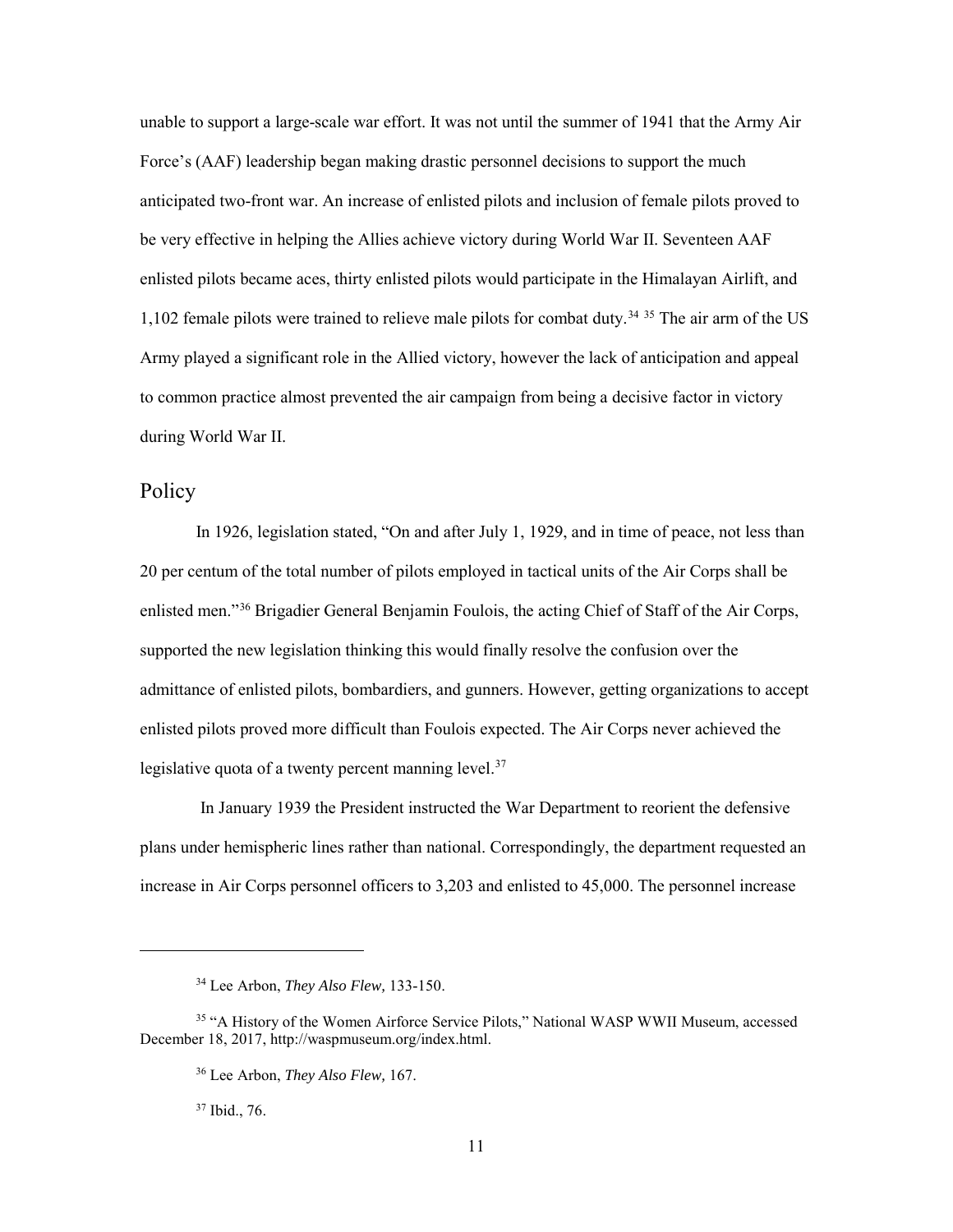unable to support a large-scale war effort. It was not until the summer of 1941 that the Army Air Force's (AAF) leadership began making drastic personnel decisions to support the much anticipated two-front war. An increase of enlisted pilots and inclusion of female pilots proved to be very effective in helping the Allies achieve victory during World War II. Seventeen AAF enlisted pilots became aces, thirty enlisted pilots would participate in the Himalayan Airlift, and 1,102 female pilots were trained to relieve male pilots for combat duty.[34] [35] The air arm of the US Army played a significant role in the Allied victory, however the lack of anticipation and appeal to common practice almost prevented the air campaign from being a decisive factor in victory during World War II.

## Policy

In 1926, legislation stated, "On and after July 1, 1929, and in time of peace, not less than 20 per centum of the total number of pilots employed in tactical units of the Air Corps shall be enlisted men."[36] Brigadier General Benjamin Foulois, the acting Chief of Staff of the Air Corps, supported the new legislation thinking this would finally resolve the confusion over the admittance of enlisted pilots, bombardiers, and gunners. However, getting organizations to accept enlisted pilots proved more difficult than Foulois expected. The Air Corps never achieved the legislative quota of a twenty percent manning level.[37]

In January 1939 the President instructed the War Department to reorient the defensive plans under hemispheric lines rather than national. Correspondingly, the department requested an increase in Air Corps personnel officers to 3,203 and enlisted to 45,000. The personnel increase

---

[34] Lee Arbon, *They Also Flew,* 133-150.

[35] "A History of the Women Airforce Service Pilots," National WASP WWII Museum, accessed December 18, 2017, http://waspmuseum.org/index.html.

[36] Lee Arbon, *They Also Flew,* 167.

[37] Ibid., 76.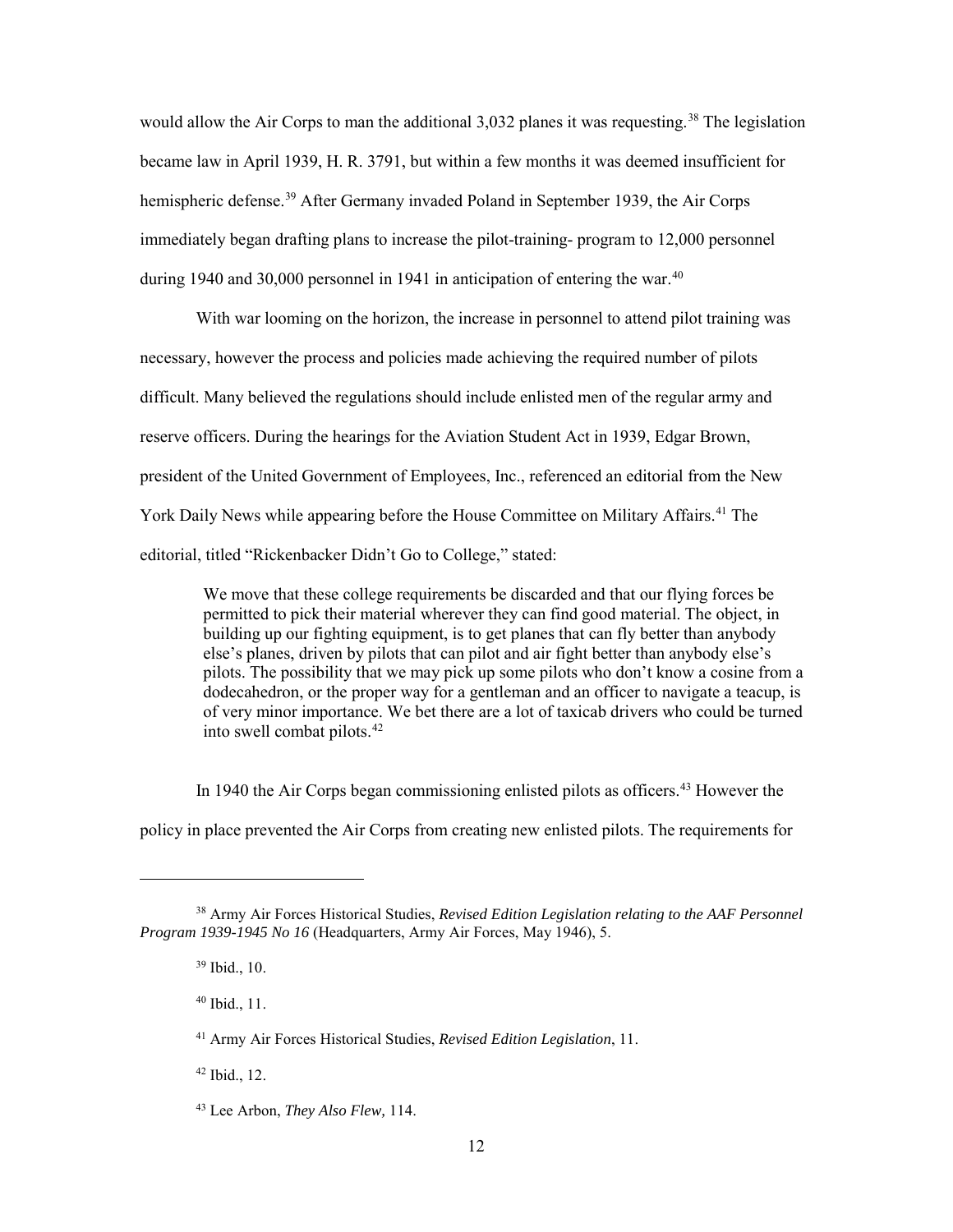would allow the Air Corps to man the additional 3,032 planes it was requesting.[38] The legislation became law in April 1939, H. R. 3791, but within a few months it was deemed insufficient for hemispheric defense.[39] After Germany invaded Poland in September 1939, the Air Corps immediately began drafting plans to increase the pilot-training- program to 12,000 personnel during 1940 and 30,000 personnel in 1941 in anticipation of entering the war.[40]

With war looming on the horizon, the increase in personnel to attend pilot training was necessary, however the process and policies made achieving the required number of pilots difficult. Many believed the regulations should include enlisted men of the regular army and reserve officers. During the hearings for the Aviation Student Act in 1939, Edgar Brown, president of the United Government of Employees, Inc., referenced an editorial from the New York Daily News while appearing before the House Committee on Military Affairs.[41] The editorial, titled "Rickenbacker Didn't Go to College," stated:

> We move that these college requirements be discarded and that our flying forces be permitted to pick their material wherever they can find good material. The object, in building up our fighting equipment, is to get planes that can fly better than anybody else's planes, driven by pilots that can pilot and air fight better than anybody else's pilots. The possibility that we may pick up some pilots who don't know a cosine from a dodecahedron, or the proper way for a gentleman and an officer to navigate a teacup, is of very minor importance. We bet there are a lot of taxicab drivers who could be turned into swell combat pilots.[42]

In 1940 the Air Corps began commissioning enlisted pilots as officers.[43] However the policy in place prevented the Air Corps from creating new enlisted pilots. The requirements for

---

[38] Army Air Forces Historical Studies, *Revised Edition Legislation relating to the AAF Personnel Program 1939-1945 No 16* (Headquarters, Army Air Forces, May 1946), 5.

[39] Ibid., 10.

[40] Ibid., 11.

[41] Army Air Forces Historical Studies, *Revised Edition Legislation*, 11.

[42] Ibid., 12.

[43] Lee Arbon, *They Also Flew,* 114.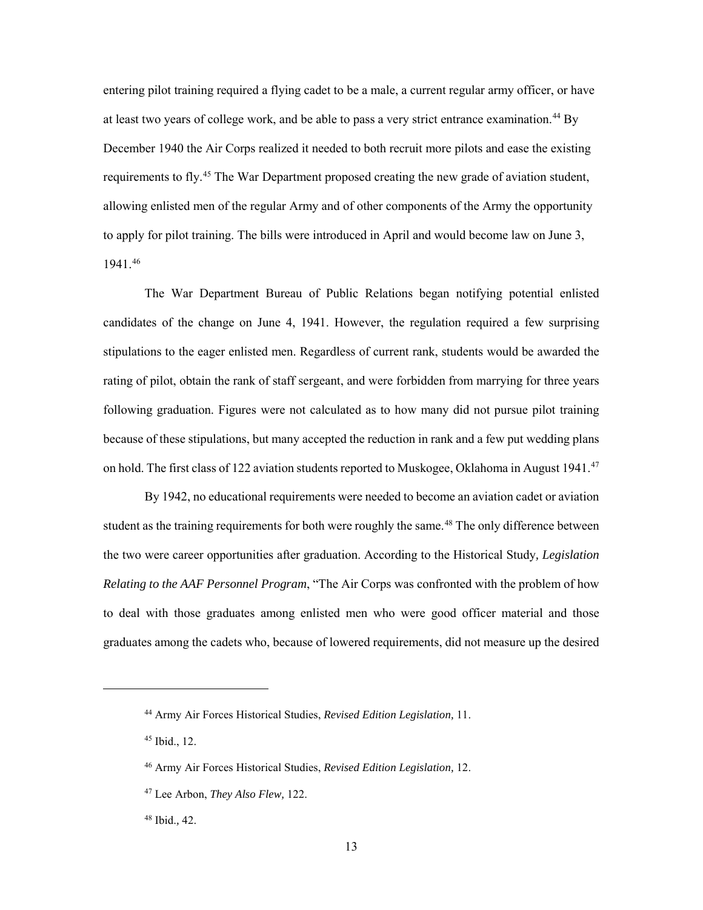entering pilot training required a flying cadet to be a male, a current regular army officer, or have at least two years of college work, and be able to pass a very strict entrance examination.[44] By December 1940 the Air Corps realized it needed to both recruit more pilots and ease the existing requirements to fly.[45] The War Department proposed creating the new grade of aviation student, allowing enlisted men of the regular Army and of other components of the Army the opportunity to apply for pilot training. The bills were introduced in April and would become law on June 3, 1941.[46]

The War Department Bureau of Public Relations began notifying potential enlisted candidates of the change on June 4, 1941. However, the regulation required a few surprising stipulations to the eager enlisted men. Regardless of current rank, students would be awarded the rating of pilot, obtain the rank of staff sergeant, and were forbidden from marrying for three years following graduation. Figures were not calculated as to how many did not pursue pilot training because of these stipulations, but many accepted the reduction in rank and a few put wedding plans on hold. The first class of 122 aviation students reported to Muskogee, Oklahoma in August 1941.[47]

By 1942, no educational requirements were needed to become an aviation cadet or aviation student as the training requirements for both were roughly the same.[48] The only difference between the two were career opportunities after graduation. According to the Historical Study*, Legislation Relating to the AAF Personnel Program*, "The Air Corps was confronted with the problem of how to deal with those graduates among enlisted men who were good officer material and those graduates among the cadets who, because of lowered requirements, did not measure up the desired

---

[44] Army Air Forces Historical Studies, *Revised Edition Legislation,* 11.

[45] Ibid., 12.

[46] Army Air Forces Historical Studies, *Revised Edition Legislation,* 12.

[47] Lee Arbon, *They Also Flew,* 122.

[48] Ibid., 42.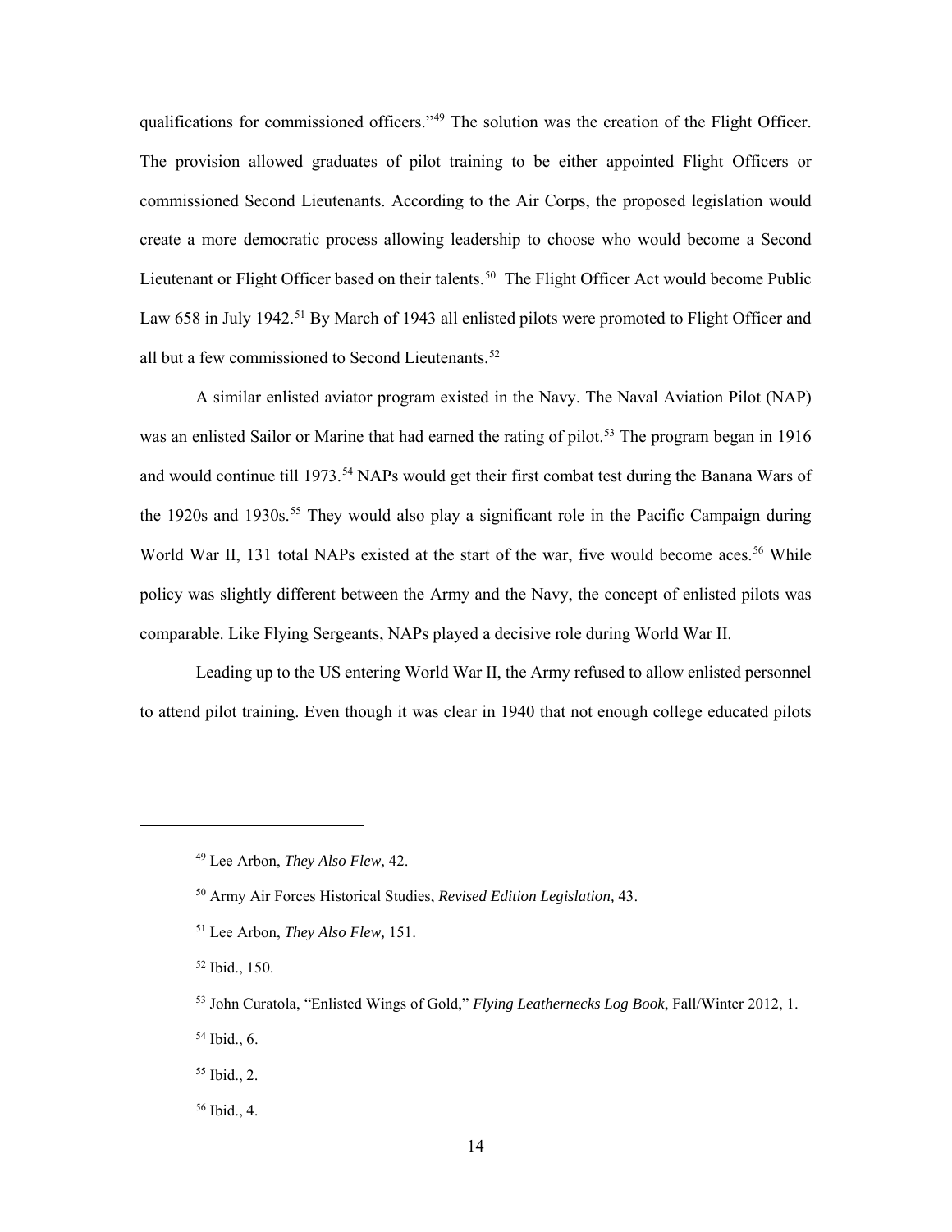qualifications for commissioned officers."[49] The solution was the creation of the Flight Officer. The provision allowed graduates of pilot training to be either appointed Flight Officers or commissioned Second Lieutenants. According to the Air Corps, the proposed legislation would create a more democratic process allowing leadership to choose who would become a Second Lieutenant or Flight Officer based on their talents.[50] The Flight Officer Act would become Public Law 658 in July 1942.[51] By March of 1943 all enlisted pilots were promoted to Flight Officer and all but a few commissioned to Second Lieutenants.[52]

A similar enlisted aviator program existed in the Navy. The Naval Aviation Pilot (NAP) was an enlisted Sailor or Marine that had earned the rating of pilot.[53] The program began in 1916 and would continue till 1973.[54] NAPs would get their first combat test during the Banana Wars of the 1920s and 1930s.[55] They would also play a significant role in the Pacific Campaign during World War II, 131 total NAPs existed at the start of the war, five would become aces.[56] While policy was slightly different between the Army and the Navy, the concept of enlisted pilots was comparable. Like Flying Sergeants, NAPs played a decisive role during World War II.

Leading up to the US entering World War II, the Army refused to allow enlisted personnel to attend pilot training. Even though it was clear in 1940 that not enough college educated pilots

---

[49] Lee Arbon, *They Also Flew,* 42.

[50] Army Air Forces Historical Studies, *Revised Edition Legislation,* 43.

[51] Lee Arbon, *They Also Flew,* 151.

[52] Ibid., 150.

[53] John Curatola, "Enlisted Wings of Gold," *Flying Leathernecks Log Book*, Fall/Winter 2012, 1.

[54] Ibid., 6.

[55] Ibid., 2.

[56] Ibid., 4.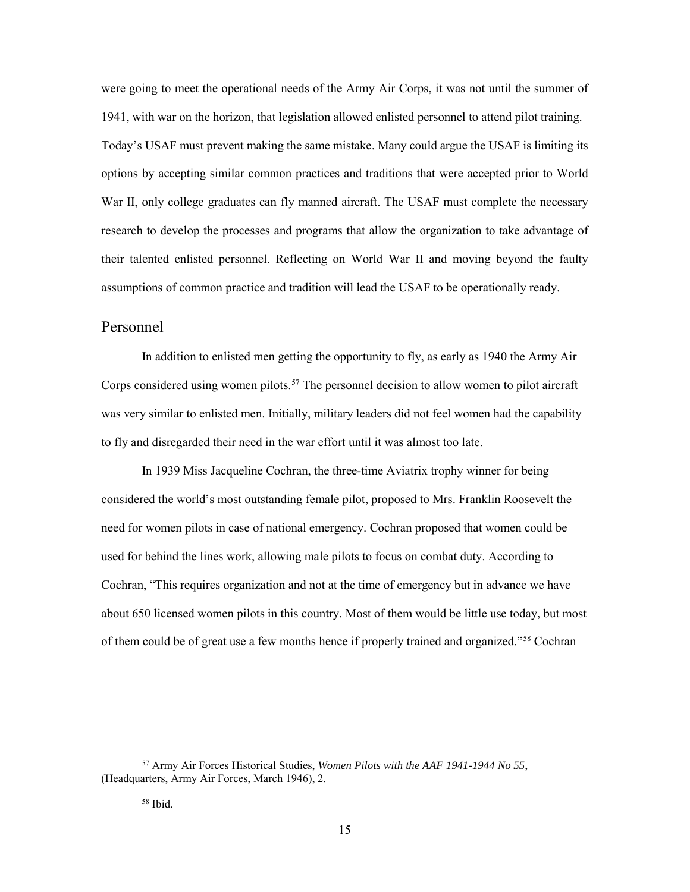were going to meet the operational needs of the Army Air Corps, it was not until the summer of 1941, with war on the horizon, that legislation allowed enlisted personnel to attend pilot training. Today's USAF must prevent making the same mistake. Many could argue the USAF is limiting its options by accepting similar common practices and traditions that were accepted prior to World War II, only college graduates can fly manned aircraft. The USAF must complete the necessary research to develop the processes and programs that allow the organization to take advantage of their talented enlisted personnel. Reflecting on World War II and moving beyond the faulty assumptions of common practice and tradition will lead the USAF to be operationally ready.

## Personnel

In addition to enlisted men getting the opportunity to fly, as early as 1940 the Army Air Corps considered using women pilots.[57] The personnel decision to allow women to pilot aircraft was very similar to enlisted men. Initially, military leaders did not feel women had the capability to fly and disregarded their need in the war effort until it was almost too late.

In 1939 Miss Jacqueline Cochran, the three-time Aviatrix trophy winner for being considered the world's most outstanding female pilot, proposed to Mrs. Franklin Roosevelt the need for women pilots in case of national emergency. Cochran proposed that women could be used for behind the lines work, allowing male pilots to focus on combat duty. According to Cochran, "This requires organization and not at the time of emergency but in advance we have about 650 licensed women pilots in this country. Most of them would be little use today, but most of them could be of great use a few months hence if properly trained and organized."[58] Cochran

---

[57] Army Air Forces Historical Studies, *Women Pilots with the AAF 1941-1944 No 55*, (Headquarters, Army Air Forces, March 1946), 2.

[58] Ibid.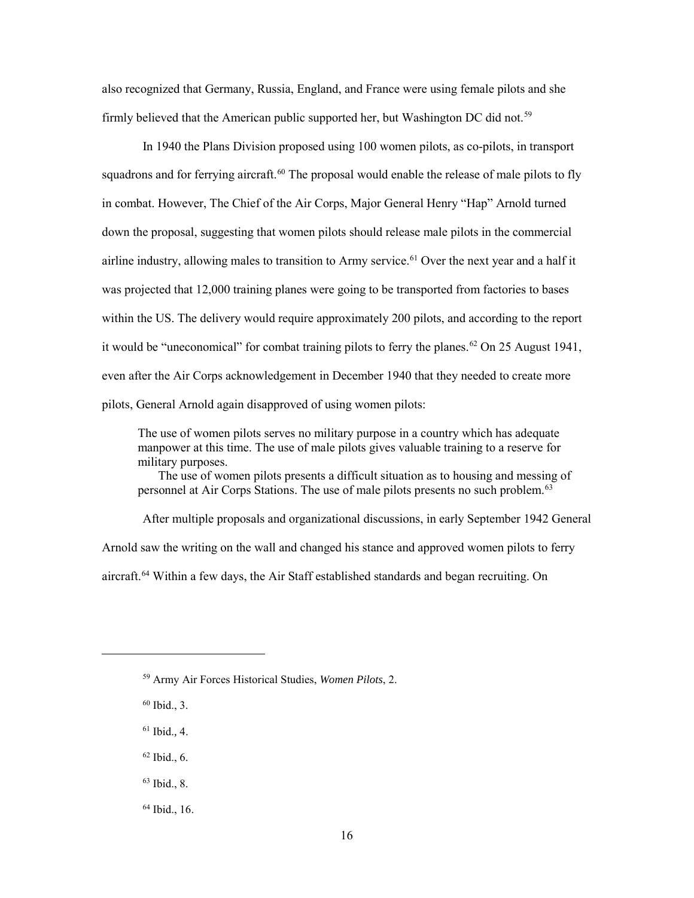also recognized that Germany, Russia, England, and France were using female pilots and she firmly believed that the American public supported her, but Washington DC did not.[59]

In 1940 the Plans Division proposed using 100 women pilots, as co-pilots, in transport squadrons and for ferrying aircraft.[60] The proposal would enable the release of male pilots to fly in combat. However, The Chief of the Air Corps, Major General Henry "Hap" Arnold turned down the proposal, suggesting that women pilots should release male pilots in the commercial airline industry, allowing males to transition to Army service.[61] Over the next year and a half it was projected that 12,000 training planes were going to be transported from factories to bases within the US. The delivery would require approximately 200 pilots, and according to the report it would be "uneconomical" for combat training pilots to ferry the planes.[62] On 25 August 1941, even after the Air Corps acknowledgement in December 1940 that they needed to create more pilots, General Arnold again disapproved of using women pilots:

> The use of women pilots serves no military purpose in a country which has adequate manpower at this time. The use of male pilots gives valuable training to a reserve for military purposes.
>
> The use of women pilots presents a difficult situation as to housing and messing of personnel at Air Corps Stations. The use of male pilots presents no such problem.[63]

After multiple proposals and organizational discussions, in early September 1942 General Arnold saw the writing on the wall and changed his stance and approved women pilots to ferry aircraft.[64] Within a few days, the Air Staff established standards and began recruiting. On

---

[59] Army Air Forces Historical Studies, *Women Pilots*, 2.

[60] Ibid., 3.

[61] Ibid., 4.

[62] Ibid., 6.

[63] Ibid., 8.

[64] Ibid., 16.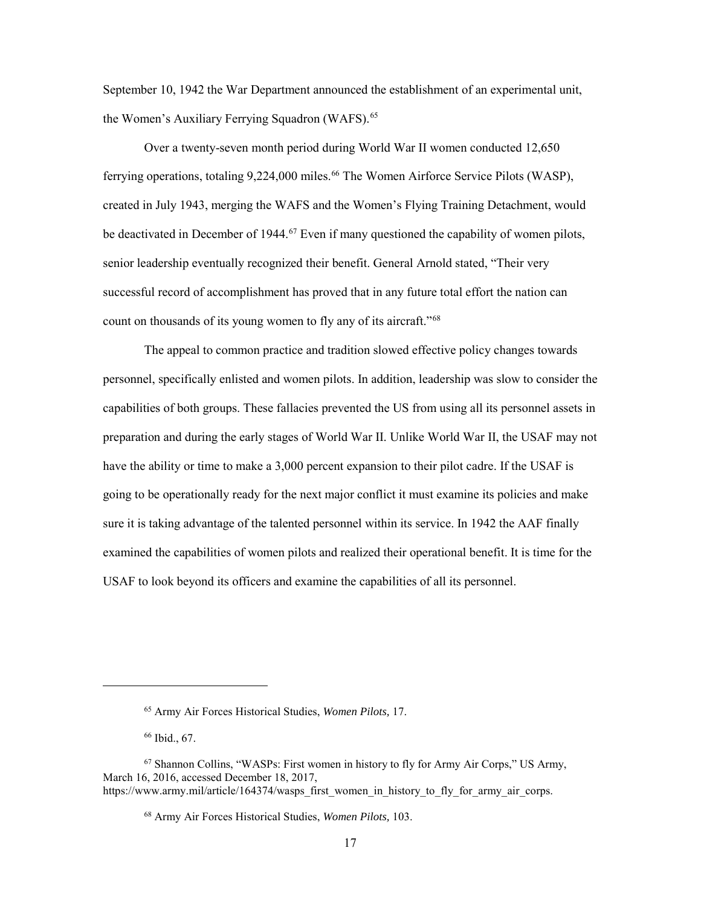September 10, 1942 the War Department announced the establishment of an experimental unit, the Women's Auxiliary Ferrying Squadron (WAFS).[65]

Over a twenty-seven month period during World War II women conducted 12,650 ferrying operations, totaling 9,224,000 miles.[66] The Women Airforce Service Pilots (WASP), created in July 1943, merging the WAFS and the Women's Flying Training Detachment, would be deactivated in December of 1944.[67] Even if many questioned the capability of women pilots, senior leadership eventually recognized their benefit. General Arnold stated, "Their very successful record of accomplishment has proved that in any future total effort the nation can count on thousands of its young women to fly any of its aircraft."[68]

The appeal to common practice and tradition slowed effective policy changes towards personnel, specifically enlisted and women pilots. In addition, leadership was slow to consider the capabilities of both groups. These fallacies prevented the US from using all its personnel assets in preparation and during the early stages of World War II. Unlike World War II, the USAF may not have the ability or time to make a 3,000 percent expansion to their pilot cadre. If the USAF is going to be operationally ready for the next major conflict it must examine its policies and make sure it is taking advantage of the talented personnel within its service. In 1942 the AAF finally examined the capabilities of women pilots and realized their operational benefit. It is time for the USAF to look beyond its officers and examine the capabilities of all its personnel.

---

[65] Army Air Forces Historical Studies, *Women Pilots,* 17.

[66] Ibid., 67.

[67] Shannon Collins, "WASPs: First women in history to fly for Army Air Corps," US Army, March 16, 2016, accessed December 18, 2017, https://www.army.mil/article/164374/wasps_first_women_in_history_to_fly_for_army_air_corps.

[68] Army Air Forces Historical Studies, *Women Pilots,* 103.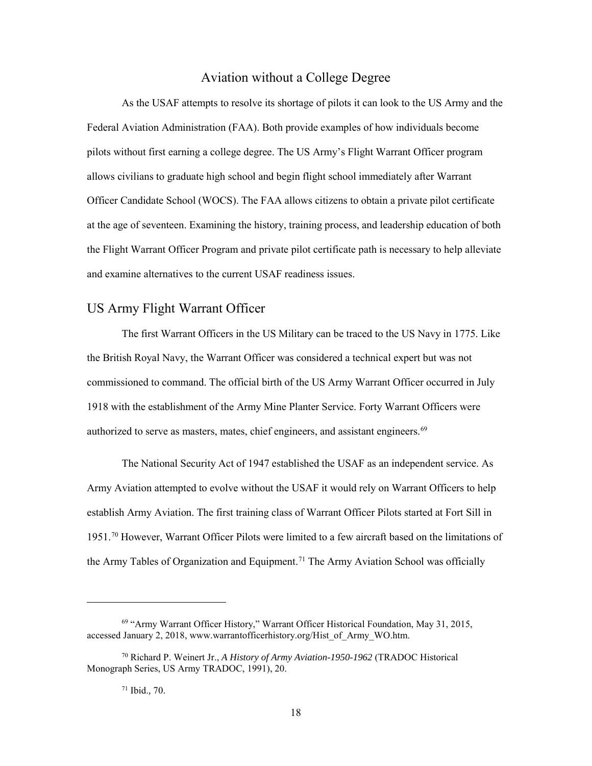## Aviation without a College Degree

As the USAF attempts to resolve its shortage of pilots it can look to the US Army and the Federal Aviation Administration (FAA). Both provide examples of how individuals become pilots without first earning a college degree. The US Army's Flight Warrant Officer program allows civilians to graduate high school and begin flight school immediately after Warrant Officer Candidate School (WOCS). The FAA allows citizens to obtain a private pilot certificate at the age of seventeen. Examining the history, training process, and leadership education of both the Flight Warrant Officer Program and private pilot certificate path is necessary to help alleviate and examine alternatives to the current USAF readiness issues.

### US Army Flight Warrant Officer

The first Warrant Officers in the US Military can be traced to the US Navy in 1775. Like the British Royal Navy, the Warrant Officer was considered a technical expert but was not commissioned to command. The official birth of the US Army Warrant Officer occurred in July 1918 with the establishment of the Army Mine Planter Service. Forty Warrant Officers were authorized to serve as masters, mates, chief engineers, and assistant engineers.[69]

The National Security Act of 1947 established the USAF as an independent service. As Army Aviation attempted to evolve without the USAF it would rely on Warrant Officers to help establish Army Aviation. The first training class of Warrant Officer Pilots started at Fort Sill in 1951.[70] However, Warrant Officer Pilots were limited to a few aircraft based on the limitations of the Army Tables of Organization and Equipment.[71] The Army Aviation School was officially

---

[69] "Army Warrant Officer History," Warrant Officer Historical Foundation, May 31, 2015, accessed January 2, 2018, www.warrantofficerhistory.org/Hist_of_Army_WO.htm.

[70] Richard P. Weinert Jr., *A History of Army Aviation-1950-1962* (TRADOC Historical Monograph Series, US Army TRADOC, 1991), 20.

[71] Ibid., 70.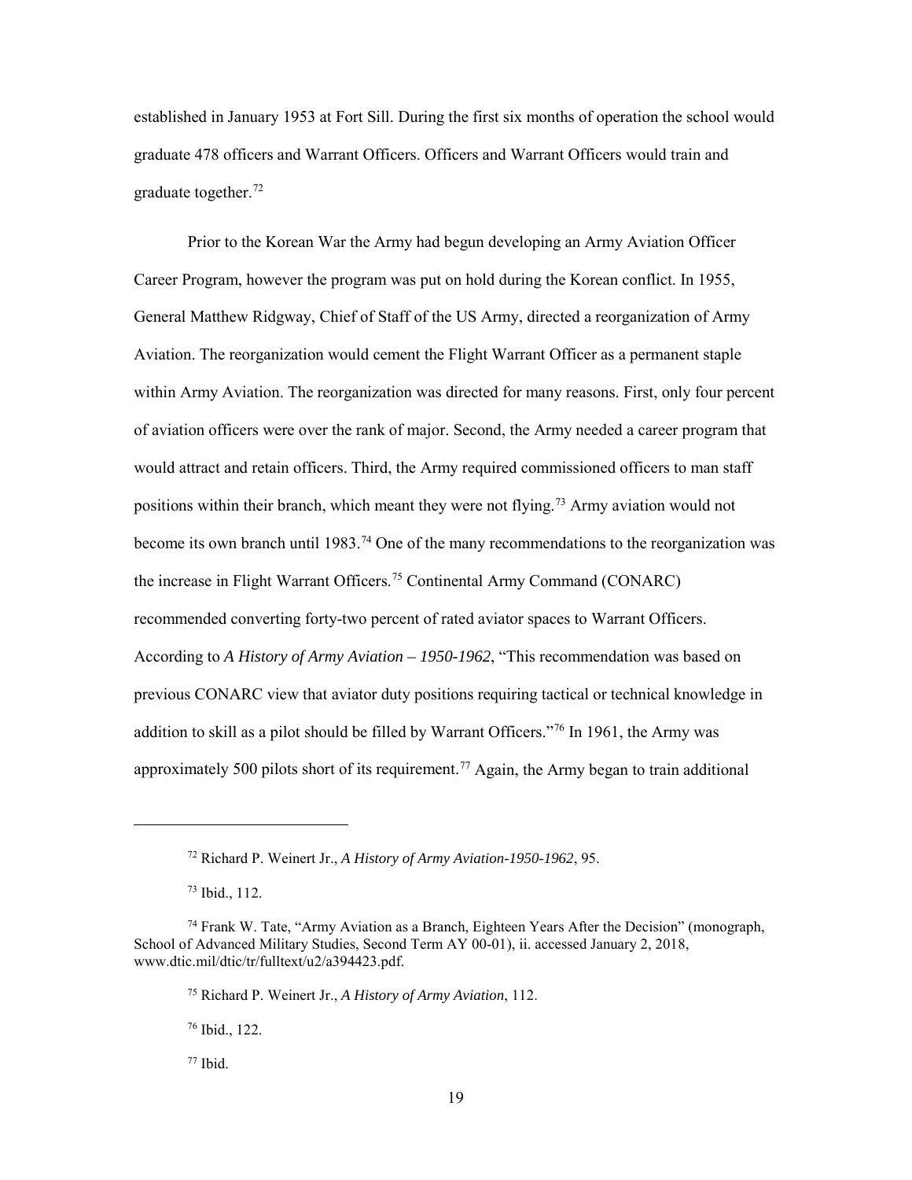established in January 1953 at Fort Sill. During the first six months of operation the school would graduate 478 officers and Warrant Officers. Officers and Warrant Officers would train and graduate together.[72]

Prior to the Korean War the Army had begun developing an Army Aviation Officer Career Program, however the program was put on hold during the Korean conflict. In 1955, General Matthew Ridgway, Chief of Staff of the US Army, directed a reorganization of Army Aviation. The reorganization would cement the Flight Warrant Officer as a permanent staple within Army Aviation. The reorganization was directed for many reasons. First, only four percent of aviation officers were over the rank of major. Second, the Army needed a career program that would attract and retain officers. Third, the Army required commissioned officers to man staff positions within their branch, which meant they were not flying.[73] Army aviation would not become its own branch until 1983.[74] One of the many recommendations to the reorganization was the increase in Flight Warrant Officers.[75] Continental Army Command (CONARC) recommended converting forty-two percent of rated aviator spaces to Warrant Officers. According to *A History of Army Aviation – 1950-1962*, "This recommendation was based on previous CONARC view that aviator duty positions requiring tactical or technical knowledge in addition to skill as a pilot should be filled by Warrant Officers."[76] In 1961, the Army was approximately 500 pilots short of its requirement.[77] Again, the Army began to train additional

---

[72] Richard P. Weinert Jr., *A History of Army Aviation-1950-1962*, 95.

[73] Ibid., 112.

[74] Frank W. Tate, "Army Aviation as a Branch, Eighteen Years After the Decision" (monograph, School of Advanced Military Studies, Second Term AY 00-01), ii. accessed January 2, 2018, www.dtic.mil/dtic/tr/fulltext/u2/a394423.pdf.

[75] Richard P. Weinert Jr., *A History of Army Aviation*, 112.

[76] Ibid., 122.

[77] Ibid.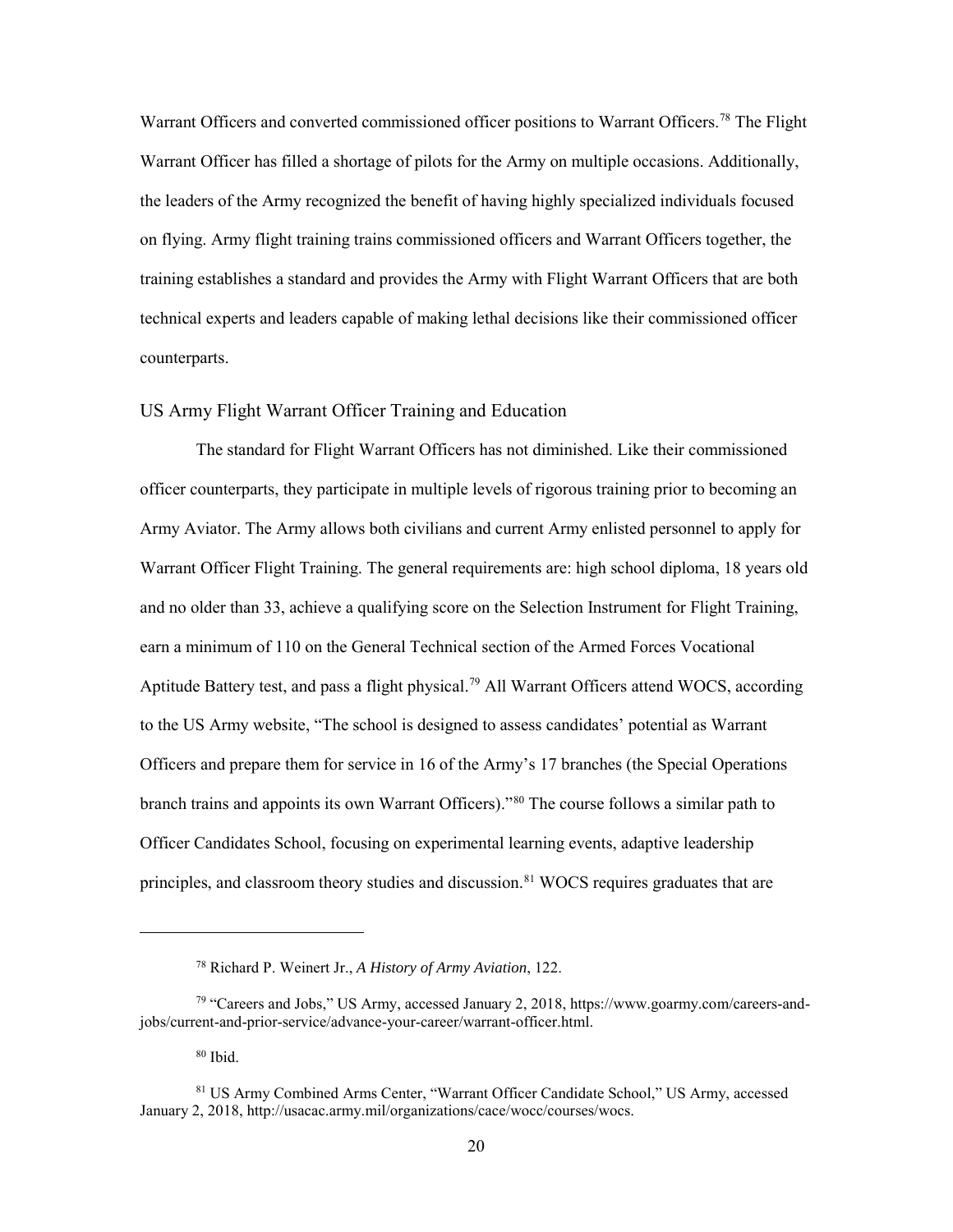Warrant Officers and converted commissioned officer positions to Warrant Officers.[78] The Flight Warrant Officer has filled a shortage of pilots for the Army on multiple occasions. Additionally, the leaders of the Army recognized the benefit of having highly specialized individuals focused on flying. Army flight training trains commissioned officers and Warrant Officers together, the training establishes a standard and provides the Army with Flight Warrant Officers that are both technical experts and leaders capable of making lethal decisions like their commissioned officer counterparts.

## US Army Flight Warrant Officer Training and Education

The standard for Flight Warrant Officers has not diminished. Like their commissioned officer counterparts, they participate in multiple levels of rigorous training prior to becoming an Army Aviator. The Army allows both civilians and current Army enlisted personnel to apply for Warrant Officer Flight Training. The general requirements are: high school diploma, 18 years old and no older than 33, achieve a qualifying score on the Selection Instrument for Flight Training, earn a minimum of 110 on the General Technical section of the Armed Forces Vocational Aptitude Battery test, and pass a flight physical.[79] All Warrant Officers attend WOCS, according to the US Army website, "The school is designed to assess candidates' potential as Warrant Officers and prepare them for service in 16 of the Army's 17 branches (the Special Operations branch trains and appoints its own Warrant Officers)."[80] The course follows a similar path to Officer Candidates School, focusing on experimental learning events, adaptive leadership principles, and classroom theory studies and discussion.[81] WOCS requires graduates that are

---

[78] Richard P. Weinert Jr., *A History of Army Aviation*, 122.

[79] "Careers and Jobs," US Army, accessed January 2, 2018, https://www.goarmy.com/careers-and-jobs/current-and-prior-service/advance-your-career/warrant-officer.html.

[80] Ibid.

[81] US Army Combined Arms Center, "Warrant Officer Candidate School," US Army, accessed January 2, 2018, http://usacac.army.mil/organizations/cace/wocc/courses/wocs.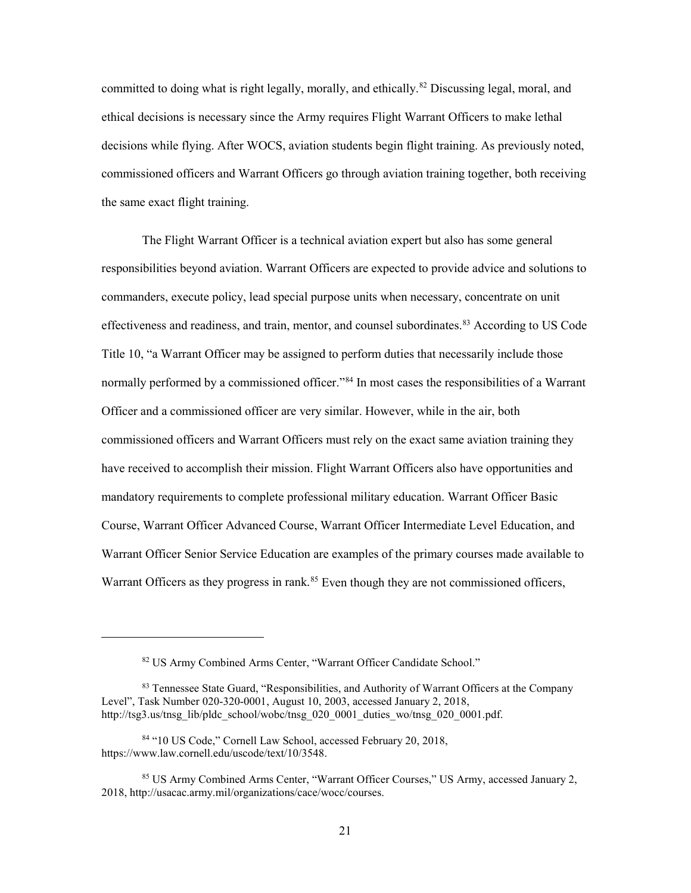committed to doing what is right legally, morally, and ethically.[82] Discussing legal, moral, and ethical decisions is necessary since the Army requires Flight Warrant Officers to make lethal decisions while flying. After WOCS, aviation students begin flight training. As previously noted, commissioned officers and Warrant Officers go through aviation training together, both receiving the same exact flight training.

The Flight Warrant Officer is a technical aviation expert but also has some general responsibilities beyond aviation. Warrant Officers are expected to provide advice and solutions to commanders, execute policy, lead special purpose units when necessary, concentrate on unit effectiveness and readiness, and train, mentor, and counsel subordinates.[83] According to US Code Title 10, "a Warrant Officer may be assigned to perform duties that necessarily include those normally performed by a commissioned officer."[84] In most cases the responsibilities of a Warrant Officer and a commissioned officer are very similar. However, while in the air, both commissioned officers and Warrant Officers must rely on the exact same aviation training they have received to accomplish their mission. Flight Warrant Officers also have opportunities and mandatory requirements to complete professional military education. Warrant Officer Basic Course, Warrant Officer Advanced Course, Warrant Officer Intermediate Level Education, and Warrant Officer Senior Service Education are examples of the primary courses made available to Warrant Officers as they progress in rank.[85] Even though they are not commissioned officers,

---

[82] US Army Combined Arms Center, "Warrant Officer Candidate School."

[83] Tennessee State Guard, "Responsibilities, and Authority of Warrant Officers at the Company Level", Task Number 020-320-0001, August 10, 2003, accessed January 2, 2018, http://tsg3.us/tnsg_lib/pldc_school/wobc/tnsg_020_0001_duties_wo/tnsg_020_0001.pdf.

[84] "10 US Code," Cornell Law School, accessed February 20, 2018, https://www.law.cornell.edu/uscode/text/10/3548.

[85] US Army Combined Arms Center, "Warrant Officer Courses," US Army, accessed January 2, 2018, http://usacac.army.mil/organizations/cace/wocc/courses.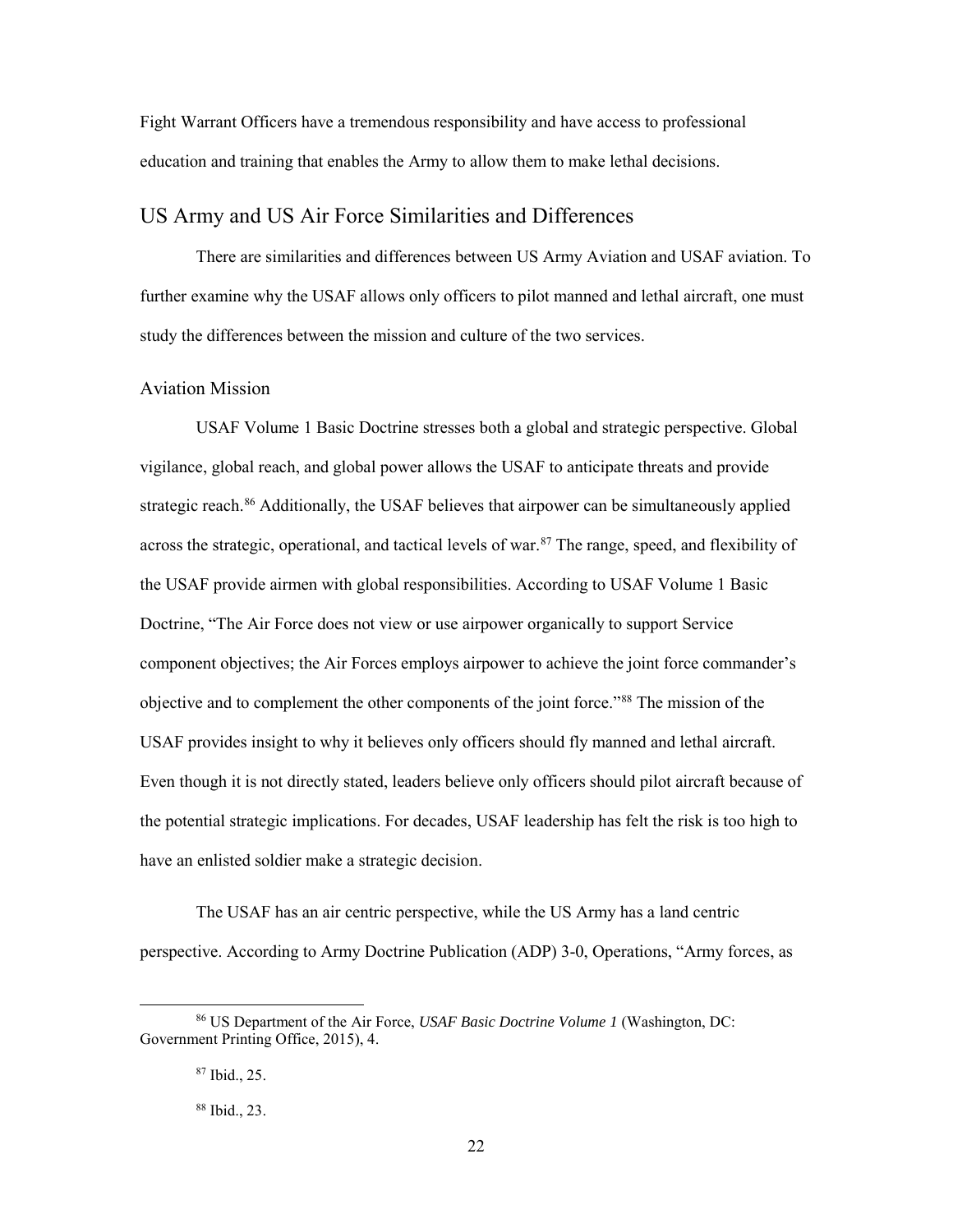Fight Warrant Officers have a tremendous responsibility and have access to professional education and training that enables the Army to allow them to make lethal decisions.

## US Army and US Air Force Similarities and Differences

There are similarities and differences between US Army Aviation and USAF aviation. To further examine why the USAF allows only officers to pilot manned and lethal aircraft, one must study the differences between the mission and culture of the two services.

### Aviation Mission

USAF Volume 1 Basic Doctrine stresses both a global and strategic perspective. Global vigilance, global reach, and global power allows the USAF to anticipate threats and provide strategic reach.[86] Additionally, the USAF believes that airpower can be simultaneously applied across the strategic, operational, and tactical levels of war.[87] The range, speed, and flexibility of the USAF provide airmen with global responsibilities. According to USAF Volume 1 Basic Doctrine, "The Air Force does not view or use airpower organically to support Service component objectives; the Air Forces employs airpower to achieve the joint force commander's objective and to complement the other components of the joint force."[88] The mission of the USAF provides insight to why it believes only officers should fly manned and lethal aircraft. Even though it is not directly stated, leaders believe only officers should pilot aircraft because of the potential strategic implications. For decades, USAF leadership has felt the risk is too high to have an enlisted soldier make a strategic decision.

The USAF has an air centric perspective, while the US Army has a land centric perspective. According to Army Doctrine Publication (ADP) 3-0, Operations, "Army forces, as

---

[86] US Department of the Air Force, *USAF Basic Doctrine Volume 1* (Washington, DC: Government Printing Office, 2015), 4.

[87] Ibid., 25.

[88] Ibid., 23.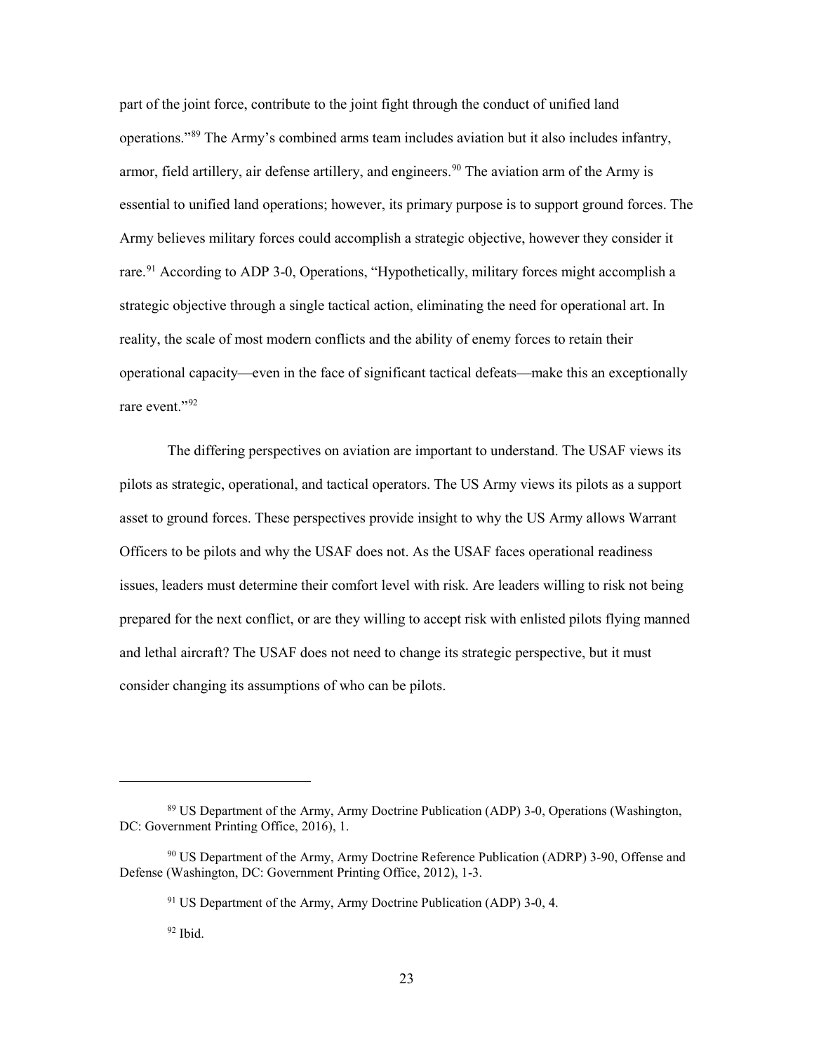part of the joint force, contribute to the joint fight through the conduct of unified land operations."[89] The Army's combined arms team includes aviation but it also includes infantry, armor, field artillery, air defense artillery, and engineers.[90] The aviation arm of the Army is essential to unified land operations; however, its primary purpose is to support ground forces. The Army believes military forces could accomplish a strategic objective, however they consider it rare.[91] According to ADP 3-0, Operations, "Hypothetically, military forces might accomplish a strategic objective through a single tactical action, eliminating the need for operational art. In reality, the scale of most modern conflicts and the ability of enemy forces to retain their operational capacity—even in the face of significant tactical defeats—make this an exceptionally rare event."[92]

The differing perspectives on aviation are important to understand. The USAF views its pilots as strategic, operational, and tactical operators. The US Army views its pilots as a support asset to ground forces. These perspectives provide insight to why the US Army allows Warrant Officers to be pilots and why the USAF does not. As the USAF faces operational readiness issues, leaders must determine their comfort level with risk. Are leaders willing to risk not being prepared for the next conflict, or are they willing to accept risk with enlisted pilots flying manned and lethal aircraft? The USAF does not need to change its strategic perspective, but it must consider changing its assumptions of who can be pilots.

---

[89] US Department of the Army, Army Doctrine Publication (ADP) 3-0, Operations (Washington, DC: Government Printing Office, 2016), 1.

[90] US Department of the Army, Army Doctrine Reference Publication (ADRP) 3-90, Offense and Defense (Washington, DC: Government Printing Office, 2012), 1-3.

[91] US Department of the Army, Army Doctrine Publication (ADP) 3-0, 4.

[92] Ibid.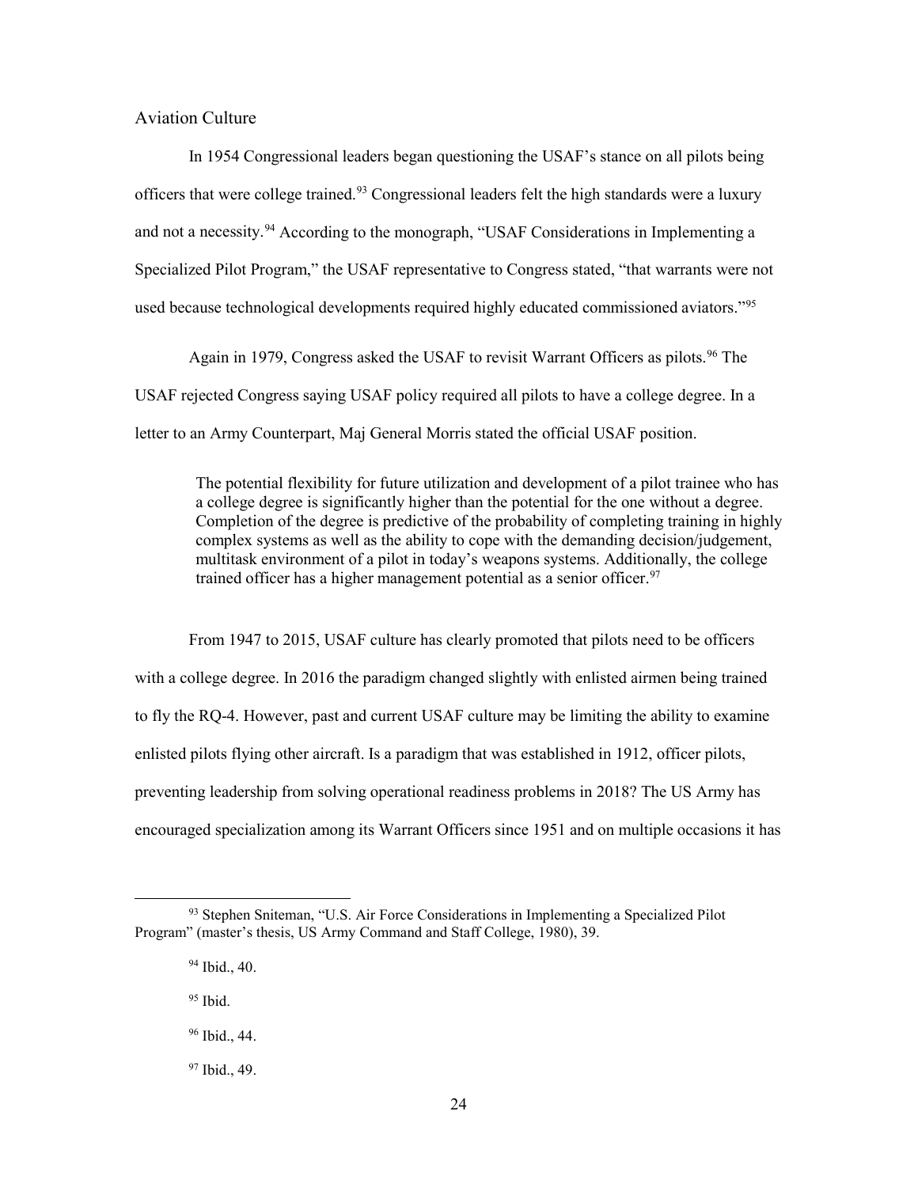## Aviation Culture

In 1954 Congressional leaders began questioning the USAF's stance on all pilots being officers that were college trained.[93] Congressional leaders felt the high standards were a luxury and not a necessity.[94] According to the monograph, "USAF Considerations in Implementing a Specialized Pilot Program," the USAF representative to Congress stated, "that warrants were not used because technological developments required highly educated commissioned aviators."[95]

Again in 1979, Congress asked the USAF to revisit Warrant Officers as pilots.[96] The USAF rejected Congress saying USAF policy required all pilots to have a college degree. In a letter to an Army Counterpart, Maj General Morris stated the official USAF position.

> The potential flexibility for future utilization and development of a pilot trainee who has a college degree is significantly higher than the potential for the one without a degree. Completion of the degree is predictive of the probability of completing training in highly complex systems as well as the ability to cope with the demanding decision/judgement, multitask environment of a pilot in today's weapons systems. Additionally, the college trained officer has a higher management potential as a senior officer.[97]

From 1947 to 2015, USAF culture has clearly promoted that pilots need to be officers with a college degree. In 2016 the paradigm changed slightly with enlisted airmen being trained to fly the RQ-4. However, past and current USAF culture may be limiting the ability to examine enlisted pilots flying other aircraft. Is a paradigm that was established in 1912, officer pilots, preventing leadership from solving operational readiness problems in 2018? The US Army has encouraged specialization among its Warrant Officers since 1951 and on multiple occasions it has

---

[93] Stephen Sniteman, "U.S. Air Force Considerations in Implementing a Specialized Pilot Program" (master's thesis, US Army Command and Staff College, 1980), 39.

[94] Ibid., 40.

[95] Ibid.

[96] Ibid., 44.

[97] Ibid., 49.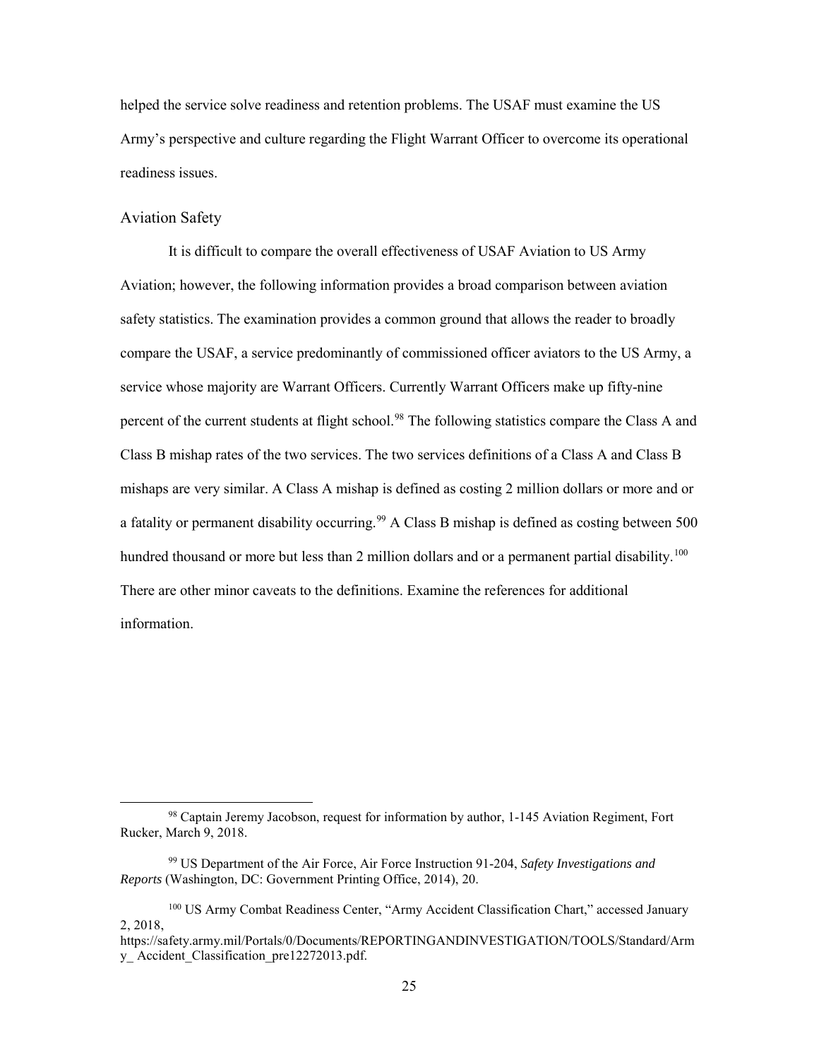helped the service solve readiness and retention problems. The USAF must examine the US Army's perspective and culture regarding the Flight Warrant Officer to overcome its operational readiness issues.

### Aviation Safety

It is difficult to compare the overall effectiveness of USAF Aviation to US Army Aviation; however, the following information provides a broad comparison between aviation safety statistics. The examination provides a common ground that allows the reader to broadly compare the USAF, a service predominantly of commissioned officer aviators to the US Army, a service whose majority are Warrant Officers. Currently Warrant Officers make up fifty-nine percent of the current students at flight school.[98] The following statistics compare the Class A and Class B mishap rates of the two services. The two services definitions of a Class A and Class B mishaps are very similar. A Class A mishap is defined as costing 2 million dollars or more and or a fatality or permanent disability occurring.[99] A Class B mishap is defined as costing between 500 hundred thousand or more but less than 2 million dollars and or a permanent partial disability.[100] There are other minor caveats to the definitions. Examine the references for additional information.

---

[98] Captain Jeremy Jacobson, request for information by author, 1-145 Aviation Regiment, Fort Rucker, March 9, 2018.

[99] US Department of the Air Force, Air Force Instruction 91-204, *Safety Investigations and Reports* (Washington, DC: Government Printing Office, 2014), 20.

[100] US Army Combat Readiness Center, "Army Accident Classification Chart," accessed January 2, 2018, https://safety.army.mil/Portals/0/Documents/REPORTINGANDINVESTIGATION/TOOLS/Standard/Army_ Accident_Classification_pre12272013.pdf.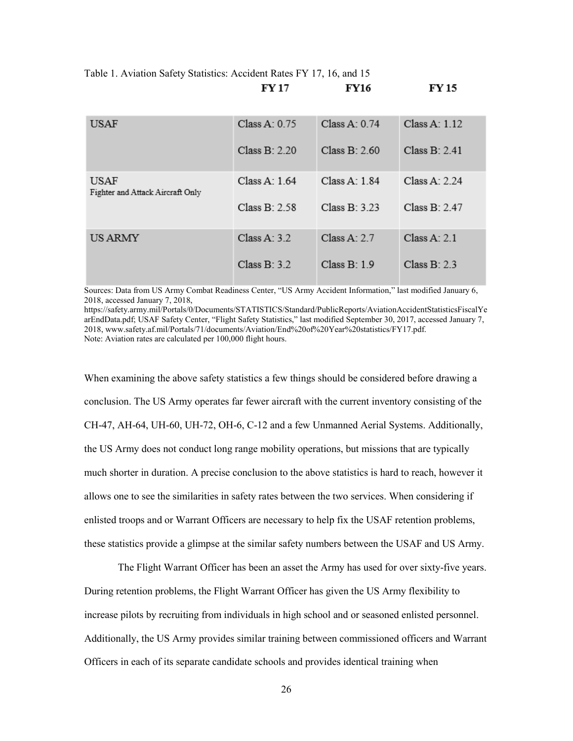Table 1. Aviation Safety Statistics: Accident Rates FY 17, 16, and 15

| | FY 17 | FY16 | FY 15 |
|---|---|---|---|
| USAF | Class A: 0.75<br>Class B: 2.20 | Class A: 0.74<br>Class B: 2.60 | Class A: 1.12<br>Class B: 2.41 |
| USAF<br>Fighter and Attack Aircraft Only | Class A: 1.64<br>Class B: 2.58 | Class A: 1.84<br>Class B: 3.23 | Class A: 2.24<br>Class B: 2.47 |
| US ARMY | Class A: 3.2<br>Class B: 3.2 | Class A: 2.7<br>Class B: 1.9 | Class A: 2.1<br>Class B: 2.3 |

Sources: Data from US Army Combat Readiness Center, "US Army Accident Information," last modified January 6, 2018, accessed January 7, 2018, https://safety.army.mil/Portals/0/Documents/STATISTICS/Standard/PublicReports/AviationAccidentStatisticsFiscalYearEndData.pdf; USAF Safety Center, "Flight Safety Statistics," last modified September 30, 2017, accessed January 7, 2018, www.safety.af.mil/Portals/71/documents/Aviation/End%20of%20Year%20statistics/FY17.pdf.
Note: Aviation rates are calculated per 100,000 flight hours.

When examining the above safety statistics a few things should be considered before drawing a conclusion. The US Army operates far fewer aircraft with the current inventory consisting of the CH-47, AH-64, UH-60, UH-72, OH-6, C-12 and a few Unmanned Aerial Systems. Additionally, the US Army does not conduct long range mobility operations, but missions that are typically much shorter in duration. A precise conclusion to the above statistics is hard to reach, however it allows one to see the similarities in safety rates between the two services. When considering if enlisted troops and or Warrant Officers are necessary to help fix the USAF retention problems, these statistics provide a glimpse at the similar safety numbers between the USAF and US Army.

The Flight Warrant Officer has been an asset the Army has used for over sixty-five years. During retention problems, the Flight Warrant Officer has given the US Army flexibility to increase pilots by recruiting from individuals in high school and or seasoned enlisted personnel. Additionally, the US Army provides similar training between commissioned officers and Warrant Officers in each of its separate candidate schools and provides identical training when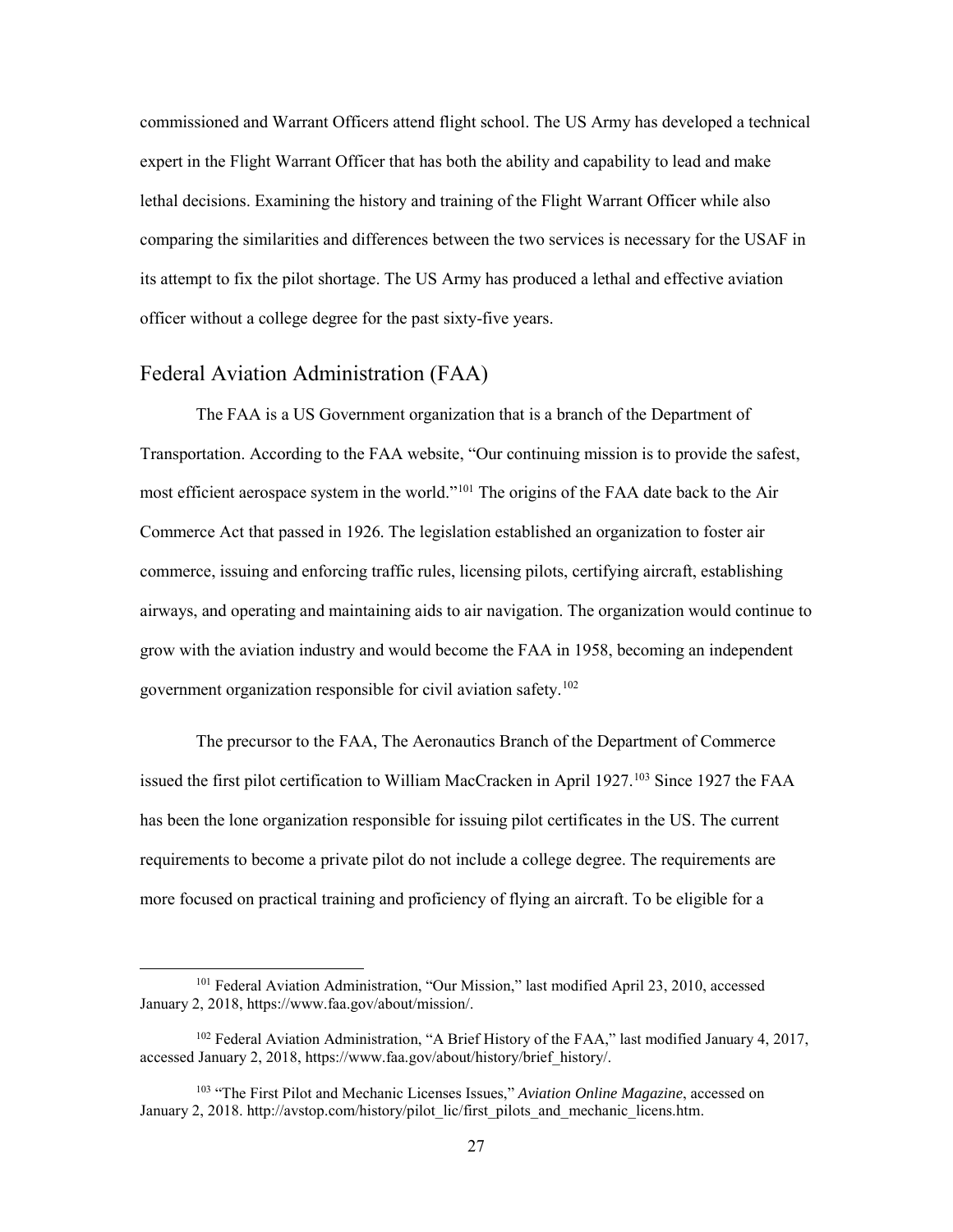commissioned and Warrant Officers attend flight school. The US Army has developed a technical expert in the Flight Warrant Officer that has both the ability and capability to lead and make lethal decisions. Examining the history and training of the Flight Warrant Officer while also comparing the similarities and differences between the two services is necessary for the USAF in its attempt to fix the pilot shortage. The US Army has produced a lethal and effective aviation officer without a college degree for the past sixty-five years.

## Federal Aviation Administration (FAA)

The FAA is a US Government organization that is a branch of the Department of Transportation. According to the FAA website, "Our continuing mission is to provide the safest, most efficient aerospace system in the world."[101] The origins of the FAA date back to the Air Commerce Act that passed in 1926. The legislation established an organization to foster air commerce, issuing and enforcing traffic rules, licensing pilots, certifying aircraft, establishing airways, and operating and maintaining aids to air navigation. The organization would continue to grow with the aviation industry and would become the FAA in 1958, becoming an independent government organization responsible for civil aviation safety.[102]

The precursor to the FAA, The Aeronautics Branch of the Department of Commerce issued the first pilot certification to William MacCracken in April 1927.[103] Since 1927 the FAA has been the lone organization responsible for issuing pilot certificates in the US. The current requirements to become a private pilot do not include a college degree. The requirements are more focused on practical training and proficiency of flying an aircraft. To be eligible for a

---

[101] Federal Aviation Administration, "Our Mission," last modified April 23, 2010, accessed January 2, 2018, https://www.faa.gov/about/mission/.

[102] Federal Aviation Administration, "A Brief History of the FAA," last modified January 4, 2017, accessed January 2, 2018, https://www.faa.gov/about/history/brief_history/.

[103] "The First Pilot and Mechanic Licenses Issues," *Aviation Online Magazine*, accessed on January 2, 2018. http://avstop.com/history/pilot_lic/first_pilots_and_mechanic_licens.htm.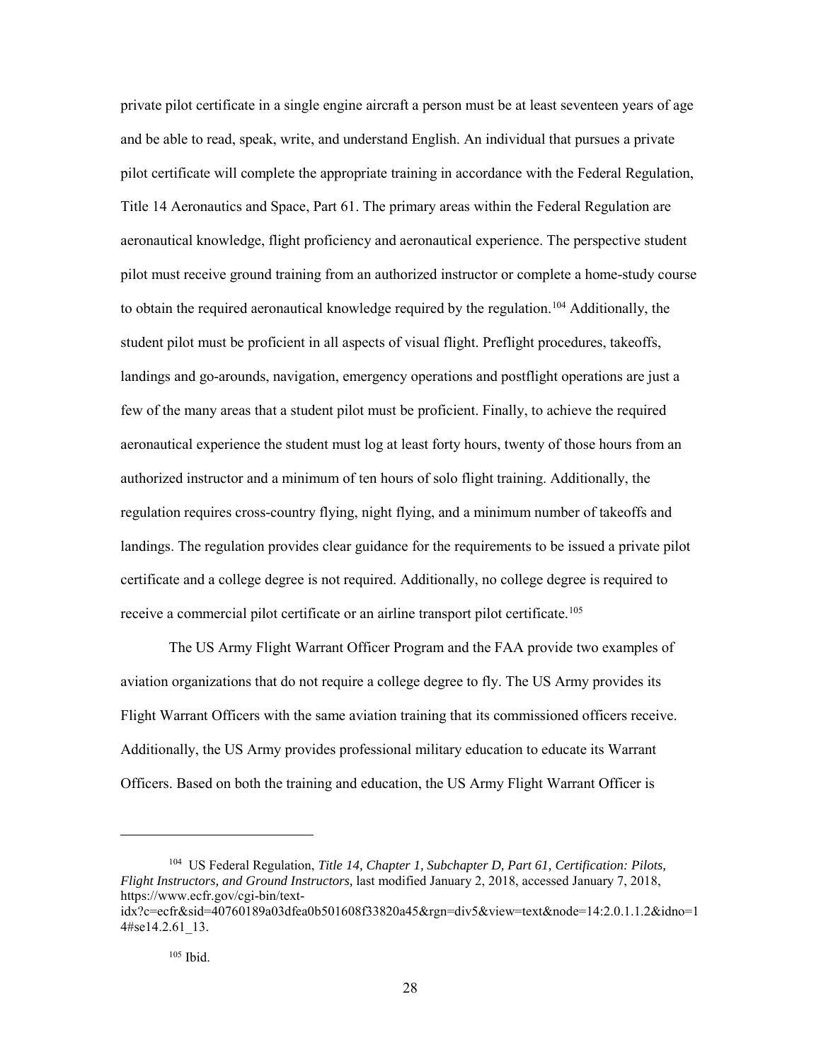private pilot certificate in a single engine aircraft a person must be at least seventeen years of age and be able to read, speak, write, and understand English. An individual that pursues a private pilot certificate will complete the appropriate training in accordance with the Federal Regulation, Title 14 Aeronautics and Space, Part 61. The primary areas within the Federal Regulation are aeronautical knowledge, flight proficiency and aeronautical experience. The perspective student pilot must receive ground training from an authorized instructor or complete a home-study course to obtain the required aeronautical knowledge required by the regulation.[104] Additionally, the student pilot must be proficient in all aspects of visual flight. Preflight procedures, takeoffs, landings and go-arounds, navigation, emergency operations and postflight operations are just a few of the many areas that a student pilot must be proficient. Finally, to achieve the required aeronautical experience the student must log at least forty hours, twenty of those hours from an authorized instructor and a minimum of ten hours of solo flight training. Additionally, the regulation requires cross-country flying, night flying, and a minimum number of takeoffs and landings. The regulation provides clear guidance for the requirements to be issued a private pilot certificate and a college degree is not required. Additionally, no college degree is required to receive a commercial pilot certificate or an airline transport pilot certificate.[105]

The US Army Flight Warrant Officer Program and the FAA provide two examples of aviation organizations that do not require a college degree to fly. The US Army provides its Flight Warrant Officers with the same aviation training that its commissioned officers receive. Additionally, the US Army provides professional military education to educate its Warrant Officers. Based on both the training and education, the US Army Flight Warrant Officer is

---

[104] US Federal Regulation, *Title 14, Chapter 1, Subchapter D, Part 61, Certification: Pilots, Flight Instructors, and Ground Instructors,* last modified January 2, 2018, accessed January 7, 2018, https://www.ecfr.gov/cgi-bin/text-idx?c=ecfr&sid=40760189a03dfea0b501608f33820a45&rgn=div5&view=text&node=14:2.0.1.1.2&idno=14#se14.2.61_13.

[105] Ibid.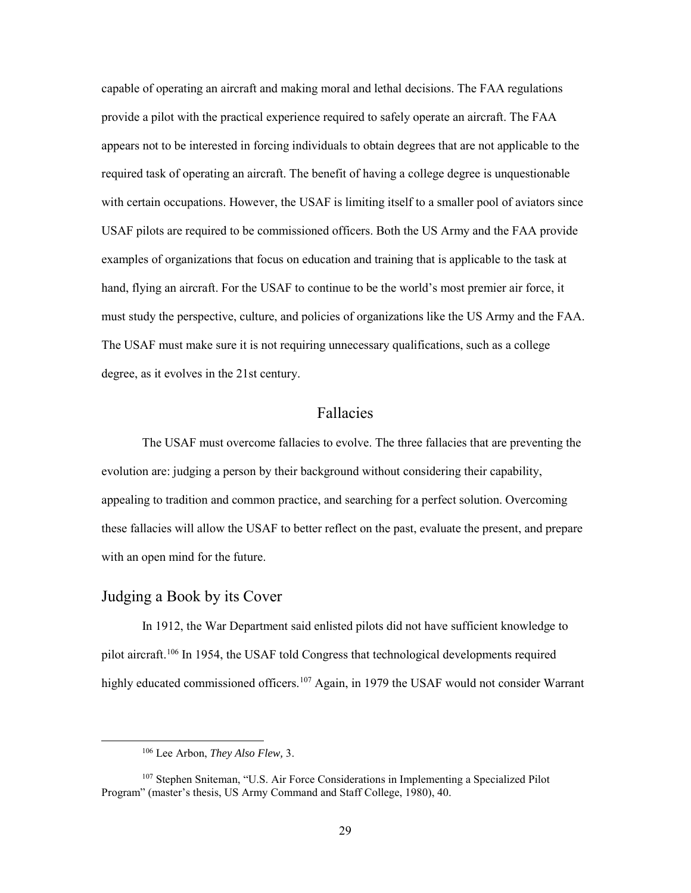capable of operating an aircraft and making moral and lethal decisions. The FAA regulations provide a pilot with the practical experience required to safely operate an aircraft. The FAA appears not to be interested in forcing individuals to obtain degrees that are not applicable to the required task of operating an aircraft. The benefit of having a college degree is unquestionable with certain occupations. However, the USAF is limiting itself to a smaller pool of aviators since USAF pilots are required to be commissioned officers. Both the US Army and the FAA provide examples of organizations that focus on education and training that is applicable to the task at hand, flying an aircraft. For the USAF to continue to be the world's most premier air force, it must study the perspective, culture, and policies of organizations like the US Army and the FAA. The USAF must make sure it is not requiring unnecessary qualifications, such as a college degree, as it evolves in the 21st century.

## Fallacies

The USAF must overcome fallacies to evolve. The three fallacies that are preventing the evolution are: judging a person by their background without considering their capability, appealing to tradition and common practice, and searching for a perfect solution. Overcoming these fallacies will allow the USAF to better reflect on the past, evaluate the present, and prepare with an open mind for the future.

### Judging a Book by its Cover

In 1912, the War Department said enlisted pilots did not have sufficient knowledge to pilot aircraft.[106] In 1954, the USAF told Congress that technological developments required highly educated commissioned officers.[107] Again, in 1979 the USAF would not consider Warrant

[106] Lee Arbon, *They Also Flew,* 3.

[107] Stephen Sniteman, "U.S. Air Force Considerations in Implementing a Specialized Pilot Program" (master's thesis, US Army Command and Staff College, 1980), 40.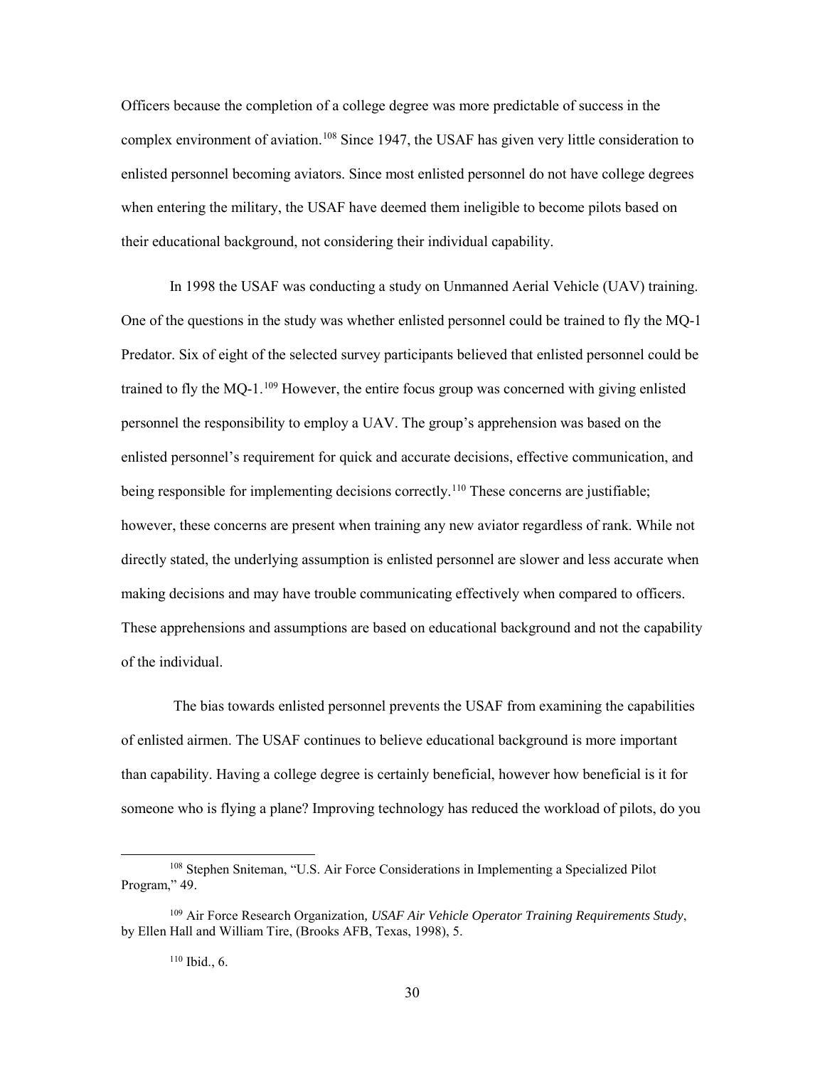Officers because the completion of a college degree was more predictable of success in the complex environment of aviation.[108] Since 1947, the USAF has given very little consideration to enlisted personnel becoming aviators. Since most enlisted personnel do not have college degrees when entering the military, the USAF have deemed them ineligible to become pilots based on their educational background, not considering their individual capability.

In 1998 the USAF was conducting a study on Unmanned Aerial Vehicle (UAV) training. One of the questions in the study was whether enlisted personnel could be trained to fly the MQ-1 Predator. Six of eight of the selected survey participants believed that enlisted personnel could be trained to fly the MQ-1.[109] However, the entire focus group was concerned with giving enlisted personnel the responsibility to employ a UAV. The group's apprehension was based on the enlisted personnel's requirement for quick and accurate decisions, effective communication, and being responsible for implementing decisions correctly.[110] These concerns are justifiable; however, these concerns are present when training any new aviator regardless of rank. While not directly stated, the underlying assumption is enlisted personnel are slower and less accurate when making decisions and may have trouble communicating effectively when compared to officers. These apprehensions and assumptions are based on educational background and not the capability of the individual.

The bias towards enlisted personnel prevents the USAF from examining the capabilities of enlisted airmen. The USAF continues to believe educational background is more important than capability. Having a college degree is certainly beneficial, however how beneficial is it for someone who is flying a plane? Improving technology has reduced the workload of pilots, do you

---

[108] Stephen Sniteman, "U.S. Air Force Considerations in Implementing a Specialized Pilot Program," 49.

[109] Air Force Research Organization, *USAF Air Vehicle Operator Training Requirements Study*, by Ellen Hall and William Tire, (Brooks AFB, Texas, 1998), 5.

[110] Ibid., 6.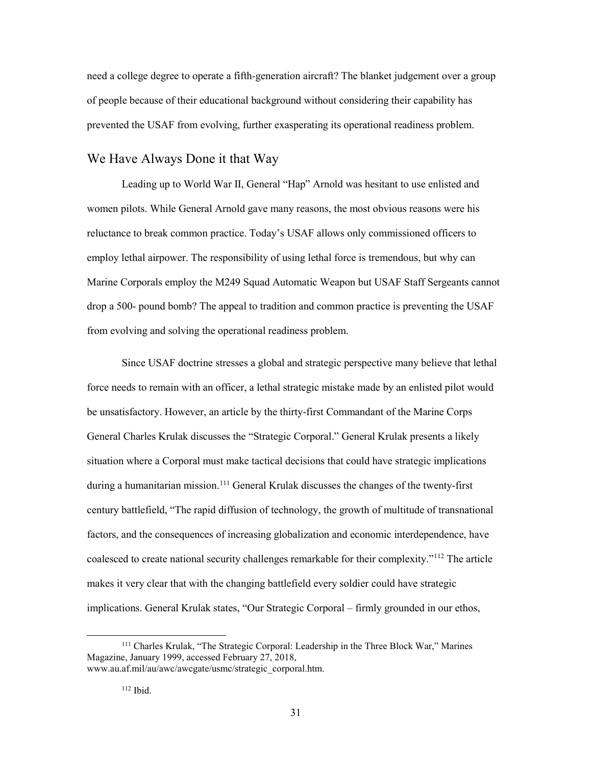need a college degree to operate a fifth-generation aircraft? The blanket judgement over a group of people because of their educational background without considering their capability has prevented the USAF from evolving, further exasperating its operational readiness problem.

## We Have Always Done it that Way

Leading up to World War II, General "Hap" Arnold was hesitant to use enlisted and women pilots. While General Arnold gave many reasons, the most obvious reasons were his reluctance to break common practice. Today's USAF allows only commissioned officers to employ lethal airpower. The responsibility of using lethal force is tremendous, but why can Marine Corporals employ the M249 Squad Automatic Weapon but USAF Staff Sergeants cannot drop a 500- pound bomb? The appeal to tradition and common practice is preventing the USAF from evolving and solving the operational readiness problem.

Since USAF doctrine stresses a global and strategic perspective many believe that lethal force needs to remain with an officer, a lethal strategic mistake made by an enlisted pilot would be unsatisfactory. However, an article by the thirty-first Commandant of the Marine Corps General Charles Krulak discusses the "Strategic Corporal." General Krulak presents a likely situation where a Corporal must make tactical decisions that could have strategic implications during a humanitarian mission.[111] General Krulak discusses the changes of the twenty-first century battlefield, "The rapid diffusion of technology, the growth of multitude of transnational factors, and the consequences of increasing globalization and economic interdependence, have coalesced to create national security challenges remarkable for their complexity."[112] The article makes it very clear that with the changing battlefield every soldier could have strategic implications. General Krulak states, "Our Strategic Corporal – firmly grounded in our ethos,

---

[111] Charles Krulak, "The Strategic Corporal: Leadership in the Three Block War," Marines Magazine, January 1999, accessed February 27, 2018, www.au.af.mil/au/awc/awcgate/usmc/strategic_corporal.htm.

[112] Ibid.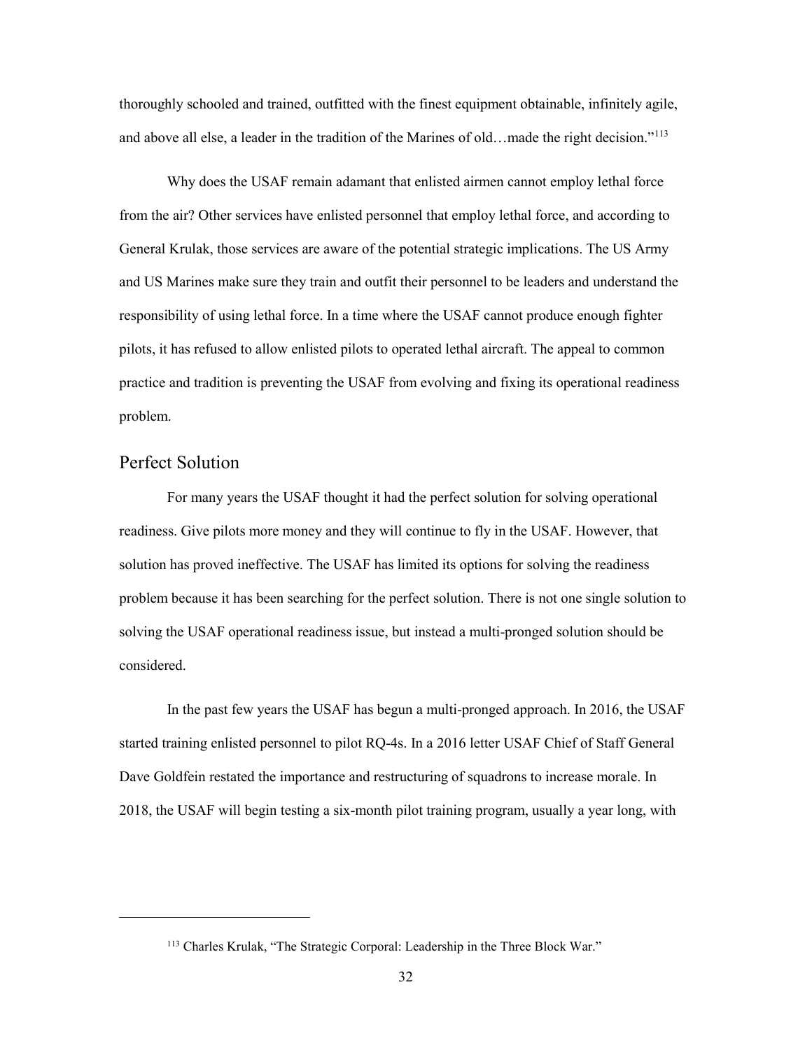thoroughly schooled and trained, outfitted with the finest equipment obtainable, infinitely agile, and above all else, a leader in the tradition of the Marines of old…made the right decision."[113]

Why does the USAF remain adamant that enlisted airmen cannot employ lethal force from the air? Other services have enlisted personnel that employ lethal force, and according to General Krulak, those services are aware of the potential strategic implications. The US Army and US Marines make sure they train and outfit their personnel to be leaders and understand the responsibility of using lethal force. In a time where the USAF cannot produce enough fighter pilots, it has refused to allow enlisted pilots to operated lethal aircraft. The appeal to common practice and tradition is preventing the USAF from evolving and fixing its operational readiness problem.

## Perfect Solution

For many years the USAF thought it had the perfect solution for solving operational readiness. Give pilots more money and they will continue to fly in the USAF. However, that solution has proved ineffective. The USAF has limited its options for solving the readiness problem because it has been searching for the perfect solution. There is not one single solution to solving the USAF operational readiness issue, but instead a multi-pronged solution should be considered.

In the past few years the USAF has begun a multi-pronged approach. In 2016, the USAF started training enlisted personnel to pilot RQ-4s. In a 2016 letter USAF Chief of Staff General Dave Goldfein restated the importance and restructuring of squadrons to increase morale. In 2018, the USAF will begin testing a six-month pilot training program, usually a year long, with

---

[113] Charles Krulak, "The Strategic Corporal: Leadership in the Three Block War."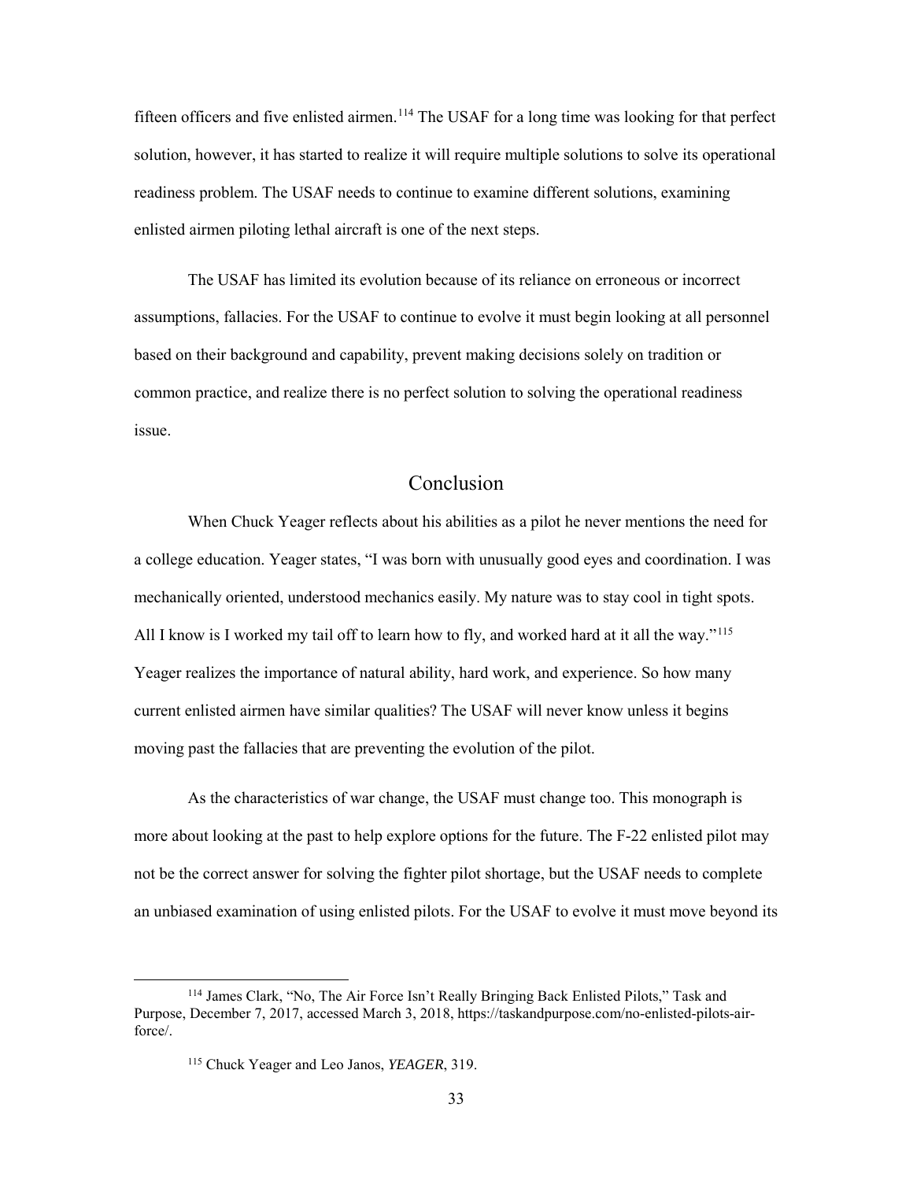fifteen officers and five enlisted airmen.[114] The USAF for a long time was looking for that perfect solution, however, it has started to realize it will require multiple solutions to solve its operational readiness problem. The USAF needs to continue to examine different solutions, examining enlisted airmen piloting lethal aircraft is one of the next steps.

The USAF has limited its evolution because of its reliance on erroneous or incorrect assumptions, fallacies. For the USAF to continue to evolve it must begin looking at all personnel based on their background and capability, prevent making decisions solely on tradition or common practice, and realize there is no perfect solution to solving the operational readiness issue.

## Conclusion

When Chuck Yeager reflects about his abilities as a pilot he never mentions the need for a college education. Yeager states, "I was born with unusually good eyes and coordination. I was mechanically oriented, understood mechanics easily. My nature was to stay cool in tight spots. All I know is I worked my tail off to learn how to fly, and worked hard at it all the way."[115] Yeager realizes the importance of natural ability, hard work, and experience. So how many current enlisted airmen have similar qualities? The USAF will never know unless it begins moving past the fallacies that are preventing the evolution of the pilot.

As the characteristics of war change, the USAF must change too. This monograph is more about looking at the past to help explore options for the future. The F-22 enlisted pilot may not be the correct answer for solving the fighter pilot shortage, but the USAF needs to complete an unbiased examination of using enlisted pilots. For the USAF to evolve it must move beyond its

---

[114] James Clark, "No, The Air Force Isn't Really Bringing Back Enlisted Pilots," Task and Purpose, December 7, 2017, accessed March 3, 2018, https://taskandpurpose.com/no-enlisted-pilots-air-force/.

[115] Chuck Yeager and Leo Janos, *YEAGER*, 319.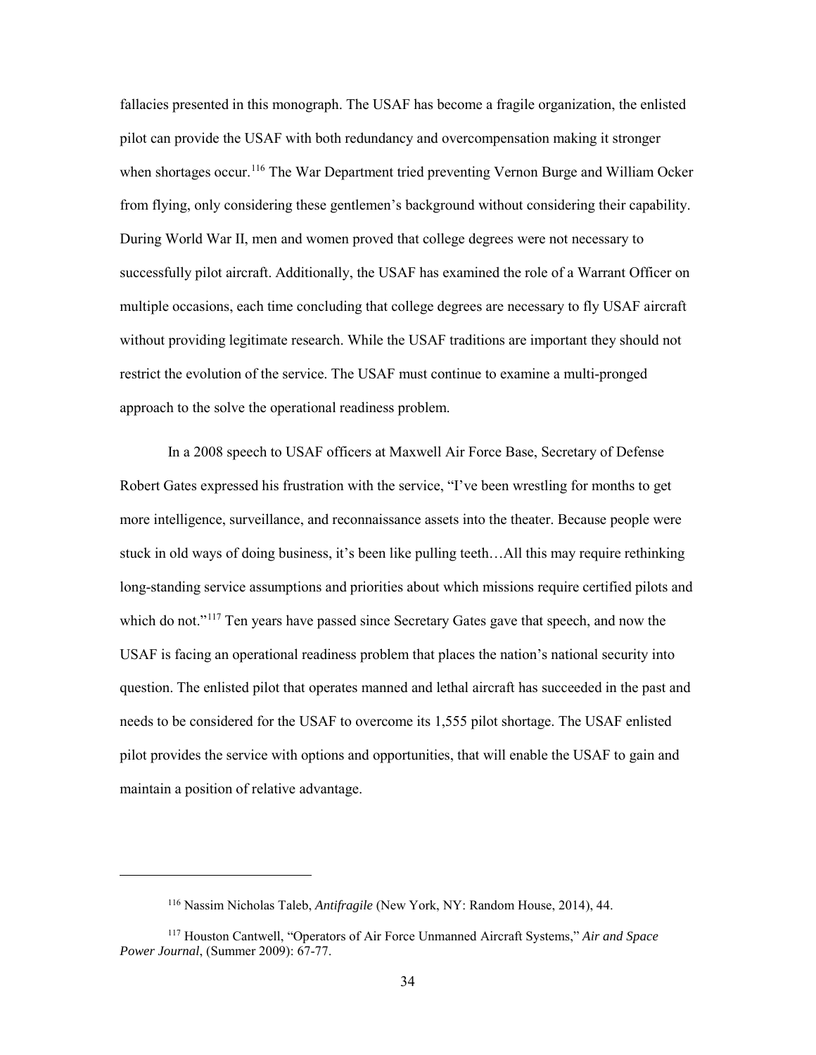fallacies presented in this monograph. The USAF has become a fragile organization, the enlisted pilot can provide the USAF with both redundancy and overcompensation making it stronger when shortages occur.[116] The War Department tried preventing Vernon Burge and William Ocker from flying, only considering these gentlemen's background without considering their capability. During World War II, men and women proved that college degrees were not necessary to successfully pilot aircraft. Additionally, the USAF has examined the role of a Warrant Officer on multiple occasions, each time concluding that college degrees are necessary to fly USAF aircraft without providing legitimate research. While the USAF traditions are important they should not restrict the evolution of the service. The USAF must continue to examine a multi-pronged approach to the solve the operational readiness problem.

In a 2008 speech to USAF officers at Maxwell Air Force Base, Secretary of Defense Robert Gates expressed his frustration with the service, "I've been wrestling for months to get more intelligence, surveillance, and reconnaissance assets into the theater. Because people were stuck in old ways of doing business, it's been like pulling teeth…All this may require rethinking long-standing service assumptions and priorities about which missions require certified pilots and which do not."[117] Ten years have passed since Secretary Gates gave that speech, and now the USAF is facing an operational readiness problem that places the nation's national security into question. The enlisted pilot that operates manned and lethal aircraft has succeeded in the past and needs to be considered for the USAF to overcome its 1,555 pilot shortage. The USAF enlisted pilot provides the service with options and opportunities, that will enable the USAF to gain and maintain a position of relative advantage.

---

[116] Nassim Nicholas Taleb, *Antifragile* (New York, NY: Random House, 2014), 44.

[117] Houston Cantwell, "Operators of Air Force Unmanned Aircraft Systems," *Air and Space Power Journal*, (Summer 2009): 67-77.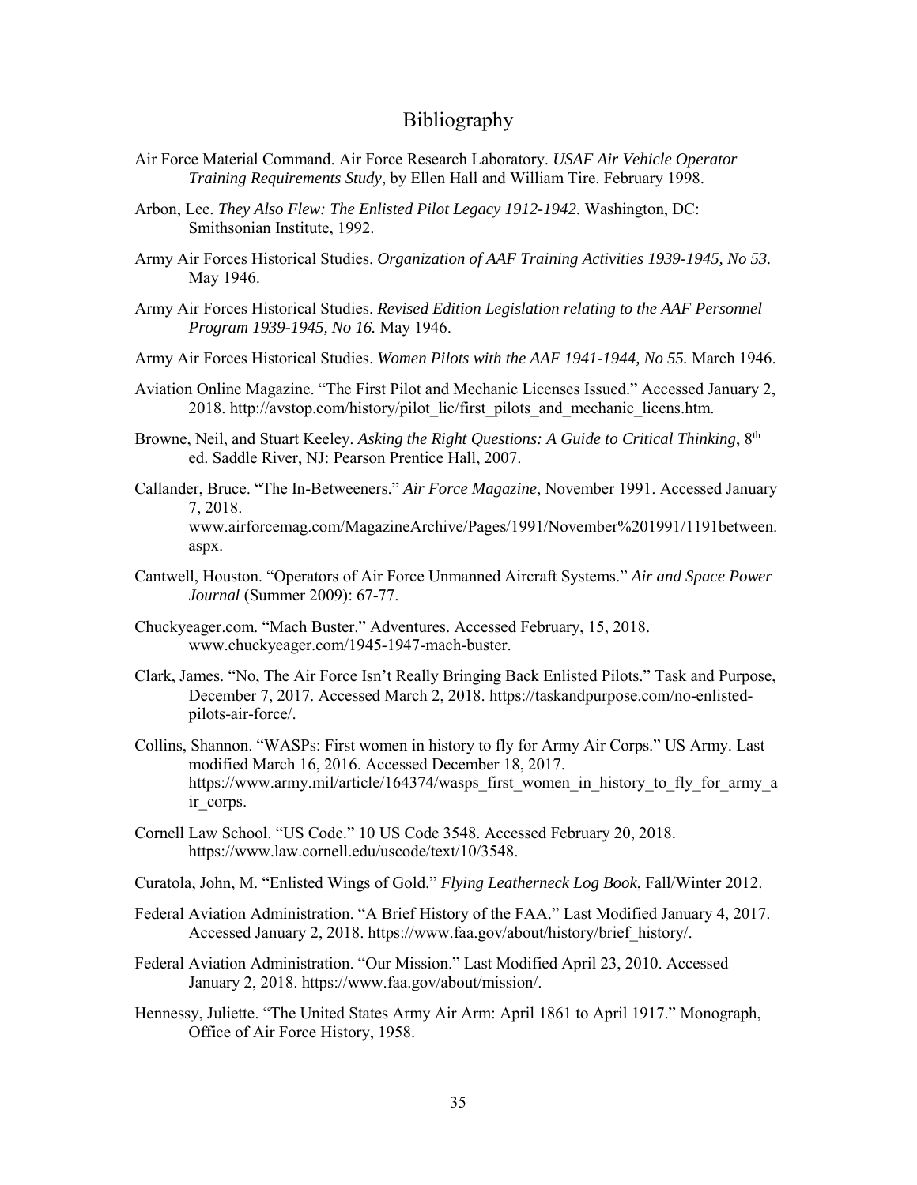# Bibliography

Air Force Material Command. Air Force Research Laboratory. *USAF Air Vehicle Operator Training Requirements Study*, by Ellen Hall and William Tire. February 1998.

Arbon, Lee. *They Also Flew: The Enlisted Pilot Legacy 1912-1942*. Washington, DC: Smithsonian Institute, 1992.

Army Air Forces Historical Studies. *Organization of AAF Training Activities 1939-1945, No 53.* May 1946.

Army Air Forces Historical Studies. *Revised Edition Legislation relating to the AAF Personnel Program 1939-1945, No 16.* May 1946.

Army Air Forces Historical Studies. *Women Pilots with the AAF 1941-1944, No 55.* March 1946.

Aviation Online Magazine. "The First Pilot and Mechanic Licenses Issued." Accessed January 2, 2018. http://avstop.com/history/pilot_lic/first_pilots_and_mechanic_licens.htm.

Browne, Neil, and Stuart Keeley. *Asking the Right Questions: A Guide to Critical Thinking*, 8th ed. Saddle River, NJ: Pearson Prentice Hall, 2007.

Callander, Bruce. "The In-Betweeners." *Air Force Magazine*, November 1991. Accessed January 7, 2018. www.airforcemag.com/MagazineArchive/Pages/1991/November%201991/1191between.aspx.

Cantwell, Houston. "Operators of Air Force Unmanned Aircraft Systems." *Air and Space Power Journal* (Summer 2009): 67-77.

Chuckyeager.com. "Mach Buster." Adventures. Accessed February, 15, 2018. www.chuckyeager.com/1945-1947-mach-buster.

Clark, James. "No, The Air Force Isn't Really Bringing Back Enlisted Pilots." Task and Purpose, December 7, 2017. Accessed March 2, 2018. https://taskandpurpose.com/no-enlisted-pilots-air-force/.

Collins, Shannon. "WASPs: First women in history to fly for Army Air Corps." US Army. Last modified March 16, 2016. Accessed December 18, 2017. https://www.army.mil/article/164374/wasps_first_women_in_history_to_fly_for_army_air_corps.

Cornell Law School. "US Code." 10 US Code 3548. Accessed February 20, 2018. https://www.law.cornell.edu/uscode/text/10/3548.

Curatola, John, M. "Enlisted Wings of Gold." *Flying Leatherneck Log Book*, Fall/Winter 2012.

Federal Aviation Administration. "A Brief History of the FAA." Last Modified January 4, 2017. Accessed January 2, 2018. https://www.faa.gov/about/history/brief_history/.

Federal Aviation Administration. "Our Mission." Last Modified April 23, 2010. Accessed January 2, 2018. https://www.faa.gov/about/mission/.

Hennessy, Juliette. "The United States Army Air Arm: April 1861 to April 1917." Monograph, Office of Air Force History, 1958.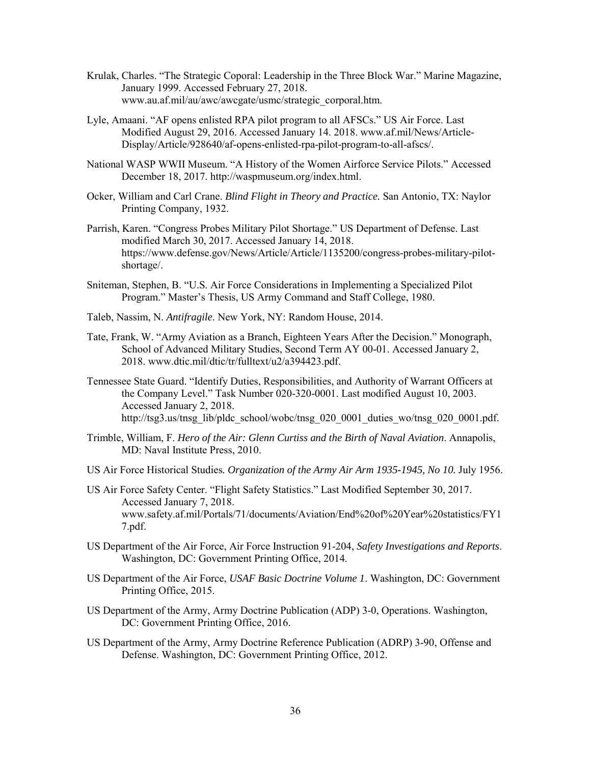Krulak, Charles. "The Strategic Coporal: Leadership in the Three Block War." Marine Magazine, January 1999. Accessed February 27, 2018. www.au.af.mil/au/awc/awcgate/usmc/strategic_corporal.htm.

Lyle, Amaani. "AF opens enlisted RPA pilot program to all AFSCs." US Air Force. Last Modified August 29, 2016. Accessed January 14. 2018. www.af.mil/News/Article-Display/Article/928640/af-opens-enlisted-rpa-pilot-program-to-all-afscs/.

National WASP WWII Museum. "A History of the Women Airforce Service Pilots." Accessed December 18, 2017. http://waspmuseum.org/index.html.

Ocker, William and Carl Crane. *Blind Flight in Theory and Practice.* San Antonio, TX: Naylor Printing Company, 1932.

Parrish, Karen. "Congress Probes Military Pilot Shortage." US Department of Defense. Last modified March 30, 2017. Accessed January 14, 2018. https://www.defense.gov/News/Article/Article/1135200/congress-probes-military-pilot-shortage/.

Sniteman, Stephen, B. "U.S. Air Force Considerations in Implementing a Specialized Pilot Program." Master's Thesis, US Army Command and Staff College, 1980.

Taleb, Nassim, N. *Antifragile*. New York, NY: Random House, 2014.

Tate, Frank, W. "Army Aviation as a Branch, Eighteen Years After the Decision." Monograph, School of Advanced Military Studies, Second Term AY 00-01. Accessed January 2, 2018. www.dtic.mil/dtic/tr/fulltext/u2/a394423.pdf.

Tennessee State Guard. "Identify Duties, Responsibilities, and Authority of Warrant Officers at the Company Level." Task Number 020-320-0001. Last modified August 10, 2003. Accessed January 2, 2018. http://tsg3.us/tnsg_lib/pldc_school/wobc/tnsg_020_0001_duties_wo/tnsg_020_0001.pdf.

Trimble, William, F. *Hero of the Air: Glenn Curtiss and the Birth of Naval Aviation*. Annapolis, MD: Naval Institute Press, 2010.

US Air Force Historical Studies*. Organization of the Army Air Arm 1935-1945, No 10.* July 1956.

US Air Force Safety Center. "Flight Safety Statistics." Last Modified September 30, 2017. Accessed January 7, 2018. www.safety.af.mil/Portals/71/documents/Aviation/End%20of%20Year%20statistics/FY17.pdf.

US Department of the Air Force, Air Force Instruction 91-204, *Safety Investigations and Reports*. Washington, DC: Government Printing Office, 2014.

US Department of the Air Force, *USAF Basic Doctrine Volume 1*. Washington, DC: Government Printing Office, 2015.

US Department of the Army, Army Doctrine Publication (ADP) 3-0, Operations. Washington, DC: Government Printing Office, 2016.

US Department of the Army, Army Doctrine Reference Publication (ADRP) 3-90, Offense and Defense. Washington, DC: Government Printing Office, 2012.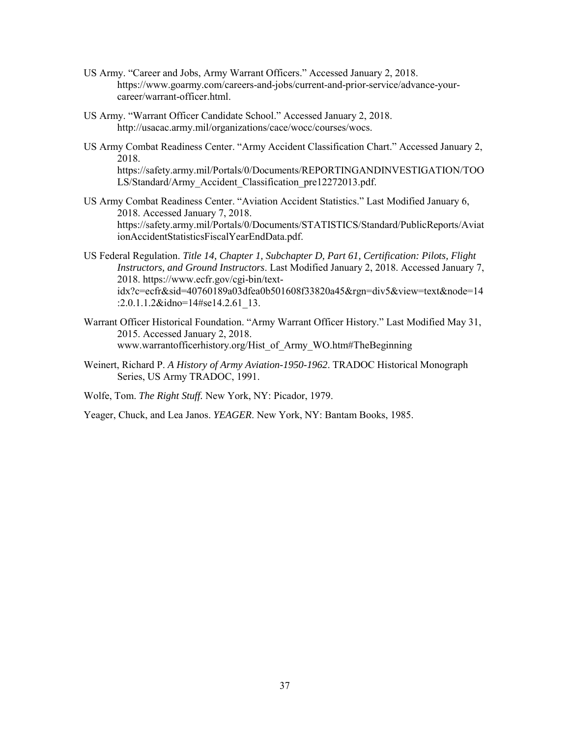US Army. “Career and Jobs, Army Warrant Officers.” Accessed January 2, 2018. https://www.goarmy.com/careers-and-jobs/current-and-prior-service/advance-your-career/warrant-officer.html.

US Army. “Warrant Officer Candidate School.” Accessed January 2, 2018. http://usacac.army.mil/organizations/cace/wocc/courses/wocs.

US Army Combat Readiness Center. “Army Accident Classification Chart.” Accessed January 2, 2018. https://safety.army.mil/Portals/0/Documents/REPORTINGANDINVESTIGATION/TOOLS/Standard/Army_Accident_Classification_pre12272013.pdf.

US Army Combat Readiness Center. “Aviation Accident Statistics.” Last Modified January 6, 2018. Accessed January 7, 2018. https://safety.army.mil/Portals/0/Documents/STATISTICS/Standard/PublicReports/AviationAccidentStatisticsFiscalYearEndData.pdf.

US Federal Regulation. *Title 14, Chapter 1, Subchapter D, Part 61, Certification: Pilots, Flight Instructors, and Ground Instructors*. Last Modified January 2, 2018. Accessed January 7, 2018. https://www.ecfr.gov/cgi-bin/text-idx?c=ecfr&sid=40760189a03dfea0b501608f33820a45&rgn=div5&view=text&node=14:2.0.1.1.2&idno=14#se14.2.61_13.

Warrant Officer Historical Foundation. “Army Warrant Officer History.” Last Modified May 31, 2015. Accessed January 2, 2018. www.warrantofficerhistory.org/Hist_of_Army_WO.htm#TheBeginning

Weinert, Richard P. *A History of Army Aviation-1950-1962*. TRADOC Historical Monograph Series, US Army TRADOC, 1991.

Wolfe, Tom. *The Right Stuff.* New York, NY: Picador, 1979.

Yeager, Chuck, and Lea Janos. *YEAGER*. New York, NY: Bantam Books, 1985.